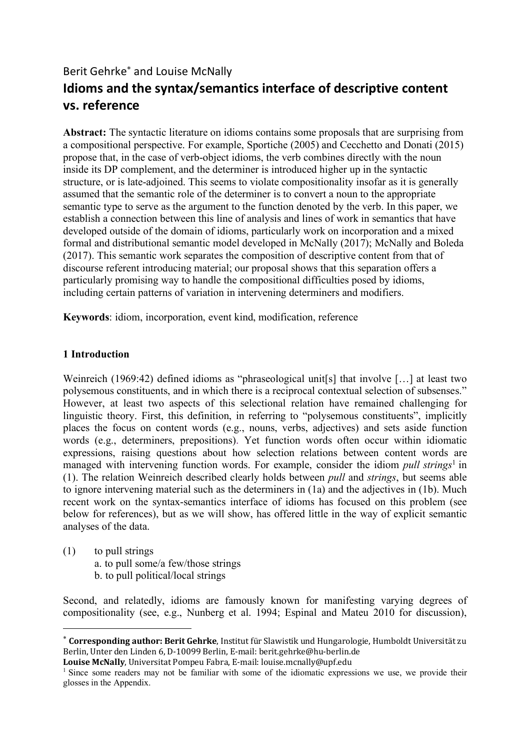Berit Gehrke[*] and Louise McNally

# Idioms and the syntax/semantics interface of descriptive content vs. reference

**Abstract:** The syntactic literature on idioms contains some proposals that are surprising from a compositional perspective. For example, Sportiche (2005) and Cecchetto and Donati (2015) propose that, in the case of verb-object idioms, the verb combines directly with the noun inside its DP complement, and the determiner is introduced higher up in the syntactic structure, or is late-adjoined. This seems to violate compositionality insofar as it is generally assumed that the semantic role of the determiner is to convert a noun to the appropriate semantic type to serve as the argument to the function denoted by the verb. In this paper, we establish a connection between this line of analysis and lines of work in semantics that have developed outside of the domain of idioms, particularly work on incorporation and a mixed formal and distributional semantic model developed in McNally (2017); McNally and Boleda (2017). This semantic work separates the composition of descriptive content from that of discourse referent introducing material; our proposal shows that this separation offers a particularly promising way to handle the compositional difficulties posed by idioms, including certain patterns of variation in intervening determiners and modifiers.

**Keywords**: idiom, incorporation, event kind, modification, reference

## 1 Introduction

Weinreich (1969:42) defined idioms as "phraseological unit[s] that involve […] at least two polysemous constituents, and in which there is a reciprocal contextual selection of subsenses." However, at least two aspects of this selectional relation have remained challenging for linguistic theory. First, this definition, in referring to "polysemous constituents", implicitly places the focus on content words (e.g., nouns, verbs, adjectives) and sets aside function words (e.g., determiners, prepositions). Yet function words often occur within idiomatic expressions, raising questions about how selection relations between content words are managed with intervening function words. For example, consider the idiom *pull strings*[1] in (1). The relation Weinreich described clearly holds between *pull* and *strings*, but seems able to ignore intervening material such as the determiners in (1a) and the adjectives in (1b). Much recent work on the syntax-semantics interface of idioms has focused on this problem (see below for references), but as we will show, has offered little in the way of explicit semantic analyses of the data.

(1) to pull strings
 a. to pull some/a few/those strings
 b. to pull political/local strings

Second, and relatedly, idioms are famously known for manifesting varying degrees of compositionality (see, e.g., Nunberg et al. 1994; Espinal and Mateu 2010 for discussion),

[*] **Corresponding author: Berit Gehrke**, Institut für Slawistik und Hungarologie, Humboldt Universität zu Berlin, Unter den Linden 6, D-10099 Berlin, E-mail: berit.gehrke@hu-berlin.de
**Louise McNally**, Universitat Pompeu Fabra, E-mail: louise.mcnally@upf.edu

[1] Since some readers may not be familiar with some of the idiomatic expressions we use, we provide their glosses in the Appendix.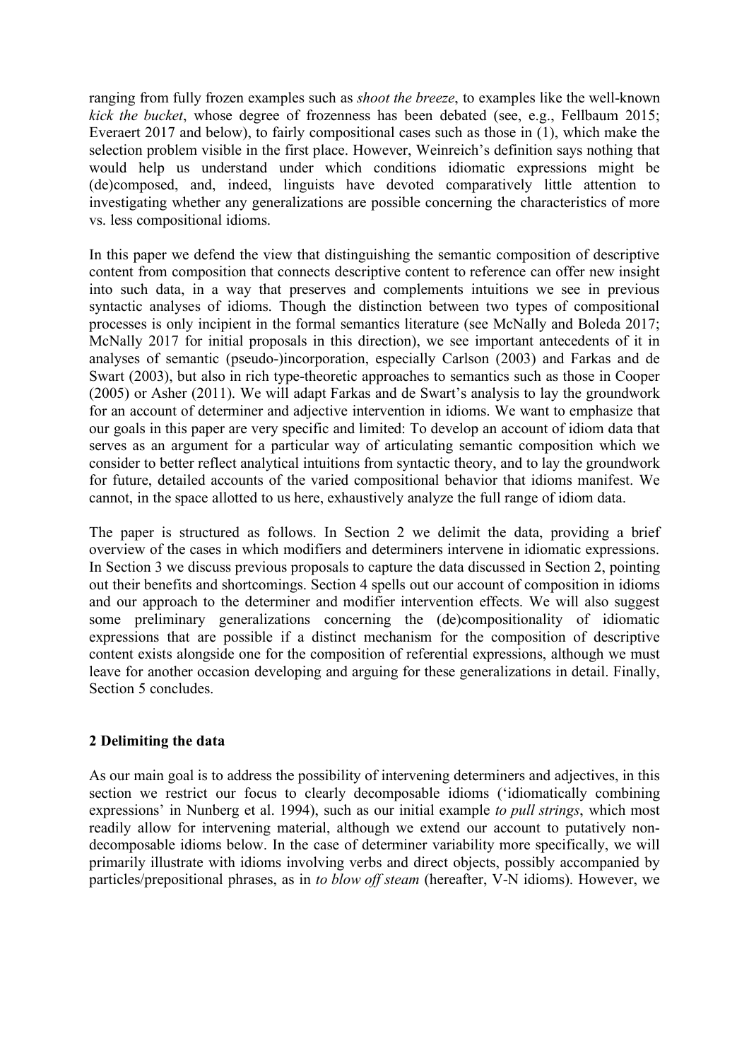ranging from fully frozen examples such as *shoot the breeze*, to examples like the well-known *kick the bucket*, whose degree of frozenness has been debated (see, e.g., Fellbaum 2015; Everaert 2017 and below), to fairly compositional cases such as those in (1), which make the selection problem visible in the first place. However, Weinreich's definition says nothing that would help us understand under which conditions idiomatic expressions might be (de)composed, and, indeed, linguists have devoted comparatively little attention to investigating whether any generalizations are possible concerning the characteristics of more vs. less compositional idioms.

In this paper we defend the view that distinguishing the semantic composition of descriptive content from composition that connects descriptive content to reference can offer new insight into such data, in a way that preserves and complements intuitions we see in previous syntactic analyses of idioms. Though the distinction between two types of compositional processes is only incipient in the formal semantics literature (see McNally and Boleda 2017; McNally 2017 for initial proposals in this direction), we see important antecedents of it in analyses of semantic (pseudo-)incorporation, especially Carlson (2003) and Farkas and de Swart (2003), but also in rich type-theoretic approaches to semantics such as those in Cooper (2005) or Asher (2011). We will adapt Farkas and de Swart's analysis to lay the groundwork for an account of determiner and adjective intervention in idioms. We want to emphasize that our goals in this paper are very specific and limited: To develop an account of idiom data that serves as an argument for a particular way of articulating semantic composition which we consider to better reflect analytical intuitions from syntactic theory, and to lay the groundwork for future, detailed accounts of the varied compositional behavior that idioms manifest. We cannot, in the space allotted to us here, exhaustively analyze the full range of idiom data.

The paper is structured as follows. In Section 2 we delimit the data, providing a brief overview of the cases in which modifiers and determiners intervene in idiomatic expressions. In Section 3 we discuss previous proposals to capture the data discussed in Section 2, pointing out their benefits and shortcomings. Section 4 spells out our account of composition in idioms and our approach to the determiner and modifier intervention effects. We will also suggest some preliminary generalizations concerning the (de)compositionality of idiomatic expressions that are possible if a distinct mechanism for the composition of descriptive content exists alongside one for the composition of referential expressions, although we must leave for another occasion developing and arguing for these generalizations in detail. Finally, Section 5 concludes.

## 2 Delimiting the data

As our main goal is to address the possibility of intervening determiners and adjectives, in this section we restrict our focus to clearly decomposable idioms ('idiomatically combining expressions' in Nunberg et al. 1994), such as our initial example *to pull strings*, which most readily allow for intervening material, although we extend our account to putatively non-decomposable idioms below. In the case of determiner variability more specifically, we will primarily illustrate with idioms involving verbs and direct objects, possibly accompanied by particles/prepositional phrases, as in *to blow off steam* (hereafter, V-N idioms). However, we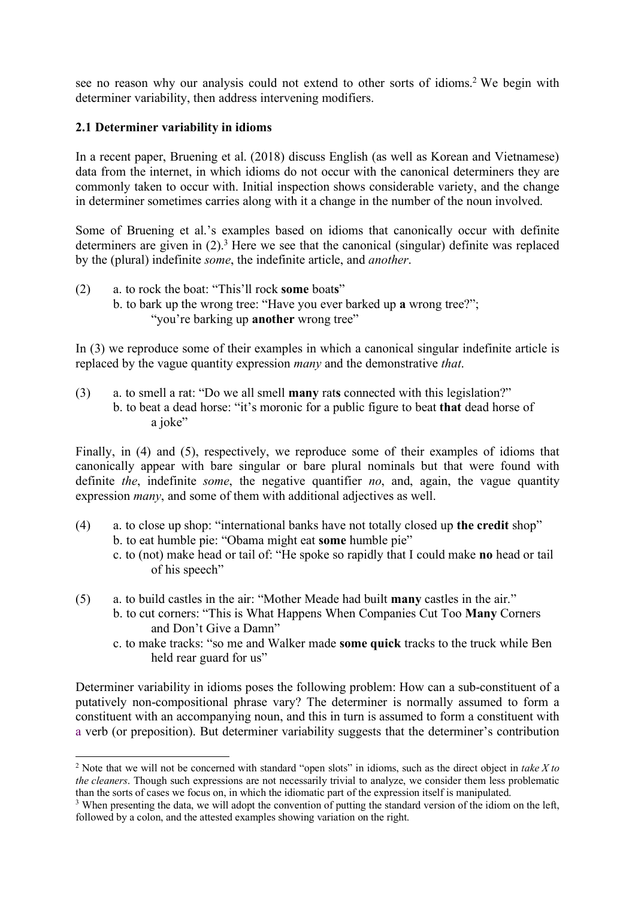see no reason why our analysis could not extend to other sorts of idioms.[2] We begin with determiner variability, then address intervening modifiers.

### 2.1 Determiner variability in idioms

In a recent paper, Bruening et al. (2018) discuss English (as well as Korean and Vietnamese) data from the internet, in which idioms do not occur with the canonical determiners they are commonly taken to occur with. Initial inspection shows considerable variety, and the change in determiner sometimes carries along with it a change in the number of the noun involved.

Some of Bruening et al.'s examples based on idioms that canonically occur with definite determiners are given in (2).[3] Here we see that the canonical (singular) definite was replaced by the (plural) indefinite *some*, the indefinite article, and *another*.

(2) a. to rock the boat: "This'll rock **some** boat**s**"
  b. to bark up the wrong tree: "Have you ever barked up **a** wrong tree?"; "you're barking up **another** wrong tree"

In (3) we reproduce some of their examples in which a canonical singular indefinite article is replaced by the vague quantity expression *many* and the demonstrative *that*.

(3) a. to smell a rat: "Do we all smell **many** rat**s** connected with this legislation?"
  b. to beat a dead horse: "it's moronic for a public figure to beat **that** dead horse of a joke"

Finally, in (4) and (5), respectively, we reproduce some of their examples of idioms that canonically appear with bare singular or bare plural nominals but that were found with definite *the*, indefinite *some*, the negative quantifier *no*, and, again, the vague quantity expression *many*, and some of them with additional adjectives as well.

(4) a. to close up shop: "international banks have not totally closed up **the credit** shop"
  b. to eat humble pie: "Obama might eat **some** humble pie"
  c. to (not) make head or tail of: "He spoke so rapidly that I could make **no** head or tail of his speech"

(5) a. to build castles in the air: "Mother Meade had built **many** castles in the air."
  b. to cut corners: "This is What Happens When Companies Cut Too **Many** Corners and Don't Give a Damn"
  c. to make tracks: "so me and Walker made **some quick** tracks to the truck while Ben held rear guard for us"

Determiner variability in idioms poses the following problem: How can a sub-constituent of a putatively non-compositional phrase vary? The determiner is normally assumed to form a constituent with an accompanying noun, and this in turn is assumed to form a constituent with a verb (or preposition). But determiner variability suggests that the determiner's contribution

---

[2] Note that we will not be concerned with standard "open slots" in idioms, such as the direct object in *take X to the cleaners*. Though such expressions are not necessarily trivial to analyze, we consider them less problematic than the sorts of cases we focus on, in which the idiomatic part of the expression itself is manipulated.

[3] When presenting the data, we will adopt the convention of putting the standard version of the idiom on the left, followed by a colon, and the attested examples showing variation on the right.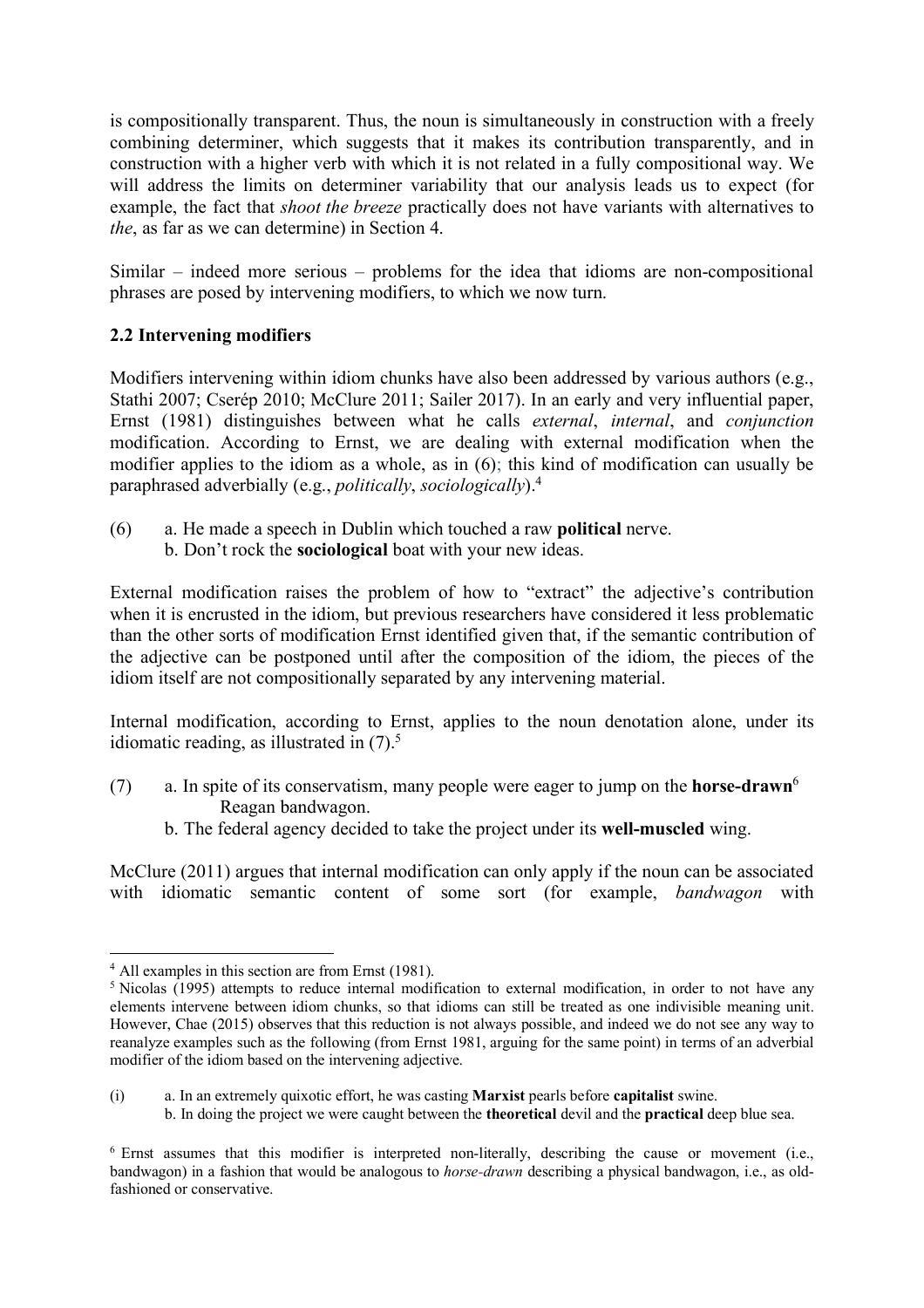is compositionally transparent. Thus, the noun is simultaneously in construction with a freely combining determiner, which suggests that it makes its contribution transparently, and in construction with a higher verb with which it is not related in a fully compositional way. We will address the limits on determiner variability that our analysis leads us to expect (for example, the fact that *shoot the breeze* practically does not have variants with alternatives to *the*, as far as we can determine) in Section 4.

Similar – indeed more serious – problems for the idea that idioms are non-compositional phrases are posed by intervening modifiers, to which we now turn.

### 2.2 Intervening modifiers

Modifiers intervening within idiom chunks have also been addressed by various authors (e.g., Stathi 2007; Cserép 2010; McClure 2011; Sailer 2017). In an early and very influential paper, Ernst (1981) distinguishes between what he calls *external*, *internal*, and *conjunction* modification. According to Ernst, we are dealing with external modification when the modifier applies to the idiom as a whole, as in (6); this kind of modification can usually be paraphrased adverbially (e.g., *politically*, *sociologically*).[4]

(6) a. He made a speech in Dublin which touched a raw **political** nerve.
 b. Don't rock the **sociological** boat with your new ideas.

External modification raises the problem of how to "extract" the adjective's contribution when it is encrusted in the idiom, but previous researchers have considered it less problematic than the other sorts of modification Ernst identified given that, if the semantic contribution of the adjective can be postponed until after the composition of the idiom, the pieces of the idiom itself are not compositionally separated by any intervening material.

Internal modification, according to Ernst, applies to the noun denotation alone, under its idiomatic reading, as illustrated in (7).[5]

(7) a. In spite of its conservatism, many people were eager to jump on the **horse-drawn**[6] Reagan bandwagon.
 b. The federal agency decided to take the project under its **well-muscled** wing.

McClure (2011) argues that internal modification can only apply if the noun can be associated with idiomatic semantic content of some sort (for example, *bandwagon* with

---

[4] All examples in this section are from Ernst (1981).

[5] Nicolas (1995) attempts to reduce internal modification to external modification, in order to not have any elements intervene between idiom chunks, so that idioms can still be treated as one indivisible meaning unit. However, Chae (2015) observes that this reduction is not always possible, and indeed we do not see any way to reanalyze examples such as the following (from Ernst 1981, arguing for the same point) in terms of an adverbial modifier of the idiom based on the intervening adjective.

(i) a. In an extremely quixotic effort, he was casting **Marxist** pearls before **capitalist** swine.
 b. In doing the project we were caught between the **theoretical** devil and the **practical** deep blue sea.

[6] Ernst assumes that this modifier is interpreted non-literally, describing the cause or movement (i.e., bandwagon) in a fashion that would be analogous to *horse-drawn* describing a physical bandwagon, i.e., as old-fashioned or conservative.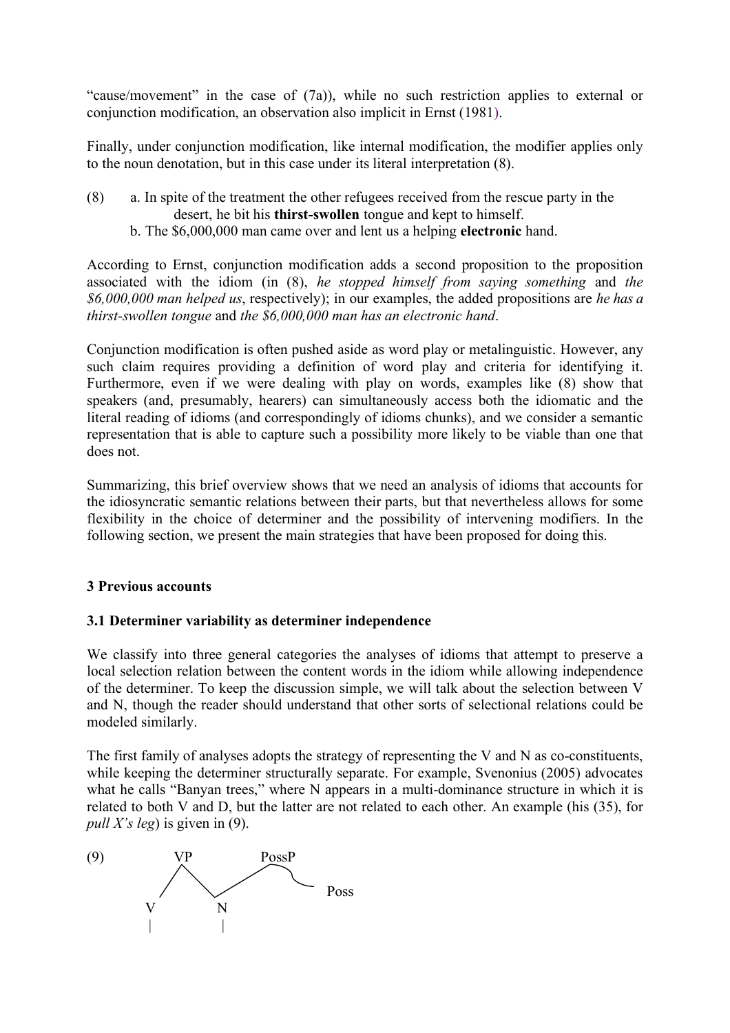"cause/movement" in the case of (7a)), while no such restriction applies to external or conjunction modification, an observation also implicit in Ernst (1981).

Finally, under conjunction modification, like internal modification, the modifier applies only to the noun denotation, but in this case under its literal interpretation (8).

(8) a. In spite of the treatment the other refugees received from the rescue party in the desert, he bit his **thirst-swollen** tongue and kept to himself.
b. The $6,000,000 man came over and lent us a helping **electronic** hand.

According to Ernst, conjunction modification adds a second proposition to the proposition associated with the idiom (in (8), *he stopped himself from saying something* and *the $6,000,000 man helped us*, respectively); in our examples, the added propositions are *he has a thirst-swollen tongue* and *the $6,000,000 man has an electronic hand*.

Conjunction modification is often pushed aside as word play or metalinguistic. However, any such claim requires providing a definition of word play and criteria for identifying it. Furthermore, even if we were dealing with play on words, examples like (8) show that speakers (and, presumably, hearers) can simultaneously access both the idiomatic and the literal reading of idioms (and correspondingly of idioms chunks), and we consider a semantic representation that is able to capture such a possibility more likely to be viable than one that does not.

Summarizing, this brief overview shows that we need an analysis of idioms that accounts for the idiosyncratic semantic relations between their parts, but that nevertheless allows for some flexibility in the choice of determiner and the possibility of intervening modifiers. In the following section, we present the main strategies that have been proposed for doing this.

## 3 Previous accounts

### 3.1 Determiner variability as determiner independence

We classify into three general categories the analyses of idioms that attempt to preserve a local selection relation between the content words in the idiom while allowing independence of the determiner. To keep the discussion simple, we will talk about the selection between V and N, though the reader should understand that other sorts of selectional relations could be modeled similarly.

The first family of analyses adopts the strategy of representing the V and N as co-constituents, while keeping the determiner structurally separate. For example, Svenonius (2005) advocates what he calls "Banyan trees," where N appears in a multi-dominance structure in which it is related to both V and D, but the latter are not related to each other. An example (his (35), for *pull X's leg*) is given in (9).

(9)
```
        VP          PossP
       /  \        /     \
      V    N            Poss
      |    |
```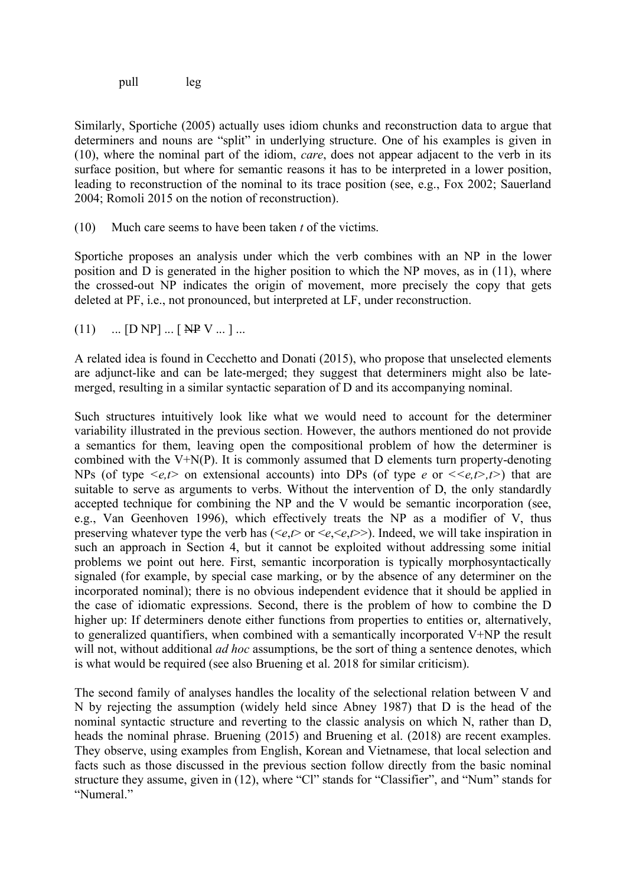pull leg

Similarly, Sportiche (2005) actually uses idiom chunks and reconstruction data to argue that determiners and nouns are "split" in underlying structure. One of his examples is given in (10), where the nominal part of the idiom, *care*, does not appear adjacent to the verb in its surface position, but where for semantic reasons it has to be interpreted in a lower position, leading to reconstruction of the nominal to its trace position (see, e.g., Fox 2002; Sauerland 2004; Romoli 2015 on the notion of reconstruction).

(10) Much care seems to have been taken *t* of the victims.

Sportiche proposes an analysis under which the verb combines with an NP in the lower position and D is generated in the higher position to which the NP moves, as in (11), where the crossed-out NP indicates the origin of movement, more precisely the copy that gets deleted at PF, i.e., not pronounced, but interpreted at LF, under reconstruction.

(11) ... [D NP] ... [ ~~NP~~ V ... ] ...

A related idea is found in Cecchetto and Donati (2015), who propose that unselected elements are adjunct-like and can be late-merged; they suggest that determiners might also be late-merged, resulting in a similar syntactic separation of D and its accompanying nominal.

Such structures intuitively look like what we would need to account for the determiner variability illustrated in the previous section. However, the authors mentioned do not provide a semantics for them, leaving open the compositional problem of how the determiner is combined with the V+N(P). It is commonly assumed that D elements turn property-denoting NPs (of type <*e,t*> on extensional accounts) into DPs (of type *e* or <<*e,t*>,*t*>) that are suitable to serve as arguments to verbs. Without the intervention of D, the only standardly accepted technique for combining the NP and the V would be semantic incorporation (see, e.g., Van Geenhoven 1996), which effectively treats the NP as a modifier of V, thus preserving whatever type the verb has (<*e*,*t*> or <*e*,<*e*,*t*>>). Indeed, we will take inspiration in such an approach in Section 4, but it cannot be exploited without addressing some initial problems we point out here. First, semantic incorporation is typically morphosyntactically signaled (for example, by special case marking, or by the absence of any determiner on the incorporated nominal); there is no obvious independent evidence that it should be applied in the case of idiomatic expressions. Second, there is the problem of how to combine the D higher up: If determiners denote either functions from properties to entities or, alternatively, to generalized quantifiers, when combined with a semantically incorporated V+NP the result will not, without additional *ad hoc* assumptions, be the sort of thing a sentence denotes, which is what would be required (see also Bruening et al. 2018 for similar criticism).

The second family of analyses handles the locality of the selectional relation between V and N by rejecting the assumption (widely held since Abney 1987) that D is the head of the nominal syntactic structure and reverting to the classic analysis on which N, rather than D, heads the nominal phrase. Bruening (2015) and Bruening et al. (2018) are recent examples. They observe, using examples from English, Korean and Vietnamese, that local selection and facts such as those discussed in the previous section follow directly from the basic nominal structure they assume, given in (12), where "Cl" stands for "Classifier", and "Num" stands for "Numeral."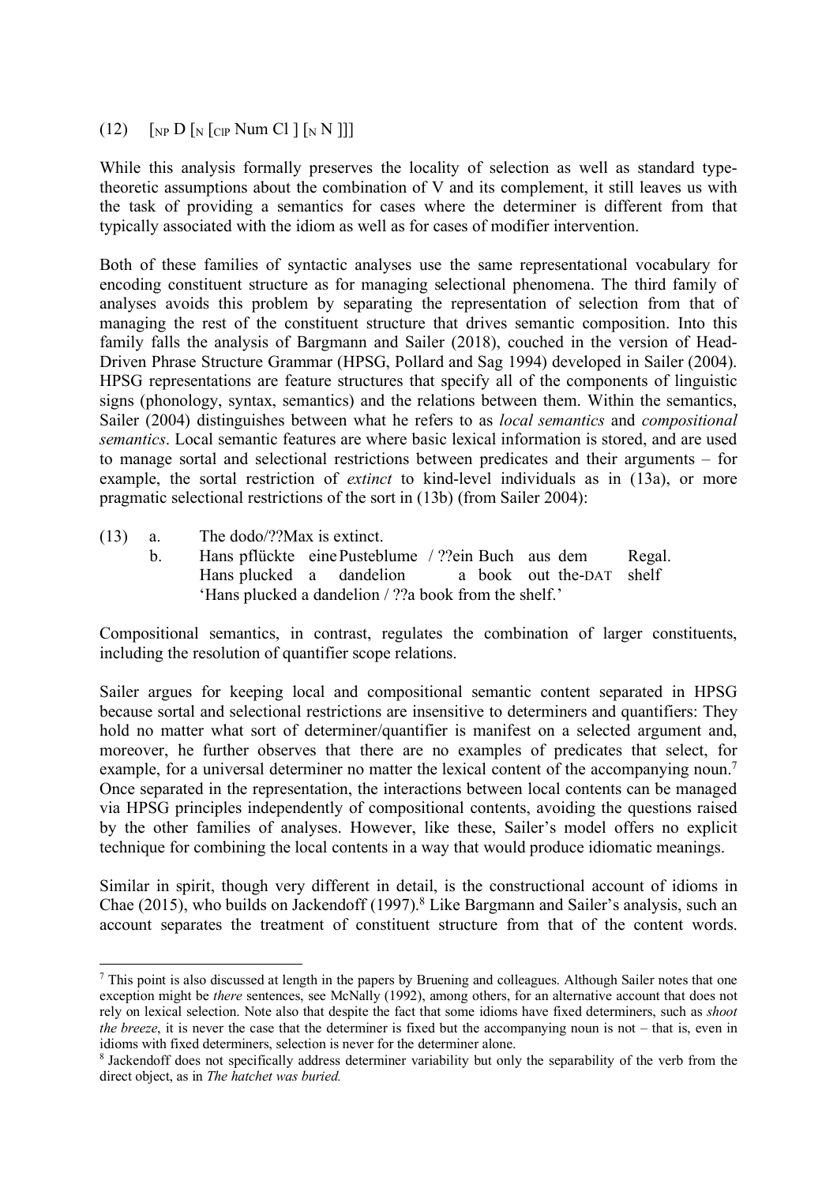(12) $[_{NP}$ D $[_{N}$ $[_{ClP}$ Num Cl $]$ $[_{N}$ N $]]]$

While this analysis formally preserves the locality of selection as well as standard type-theoretic assumptions about the combination of V and its complement, it still leaves us with the task of providing a semantics for cases where the determiner is different from that typically associated with the idiom as well as for cases of modifier intervention.

Both of these families of syntactic analyses use the same representational vocabulary for encoding constituent structure as for managing selectional phenomena. The third family of analyses avoids this problem by separating the representation of selection from that of managing the rest of the constituent structure that drives semantic composition. Into this family falls the analysis of Bargmann and Sailer (2018), couched in the version of Head-Driven Phrase Structure Grammar (HPSG, Pollard and Sag 1994) developed in Sailer (2004). HPSG representations are feature structures that specify all of the components of linguistic signs (phonology, syntax, semantics) and the relations between them. Within the semantics, Sailer (2004) distinguishes between what he refers to as *local semantics* and *compositional semantics*. Local semantic features are where basic lexical information is stored, and are used to manage sortal and selectional restrictions between predicates and their arguments – for example, the sortal restriction of *extinct* to kind-level individuals as in (13a), or more pragmatic selectional restrictions of the sort in (13b) (from Sailer 2004):

(13) a. The dodo/??Max is extinct.

b. Hans pflückte eine Pusteblume / ??ein Buch aus dem Regal.
   Hans plucked a dandelion a book out the-DAT shelf
   'Hans plucked a dandelion / ??a book from the shelf.'

Compositional semantics, in contrast, regulates the combination of larger constituents, including the resolution of quantifier scope relations.

Sailer argues for keeping local and compositional semantic content separated in HPSG because sortal and selectional restrictions are insensitive to determiners and quantifiers: They hold no matter what sort of determiner/quantifier is manifest on a selected argument and, moreover, he further observes that there are no examples of predicates that select, for example, for a universal determiner no matter the lexical content of the accompanying noun.[7] Once separated in the representation, the interactions between local contents can be managed via HPSG principles independently of compositional contents, avoiding the questions raised by the other families of analyses. However, like these, Sailer's model offers no explicit technique for combining the local contents in a way that would produce idiomatic meanings.

Similar in spirit, though very different in detail, is the constructional account of idioms in Chae (2015), who builds on Jackendoff (1997).[8] Like Bargmann and Sailer's analysis, such an account separates the treatment of constituent structure from that of the content words.

---

[7] This point is also discussed at length in the papers by Bruening and colleagues. Although Sailer notes that one exception might be *there* sentences, see McNally (1992), among others, for an alternative account that does not rely on lexical selection. Note also that despite the fact that some idioms have fixed determiners, such as *shoot the breeze*, it is never the case that the determiner is fixed but the accompanying noun is not – that is, even in idioms with fixed determiners, selection is never for the determiner alone.

[8] Jackendoff does not specifically address determiner variability but only the separability of the verb from the direct object, as in *The hatchet was buried.*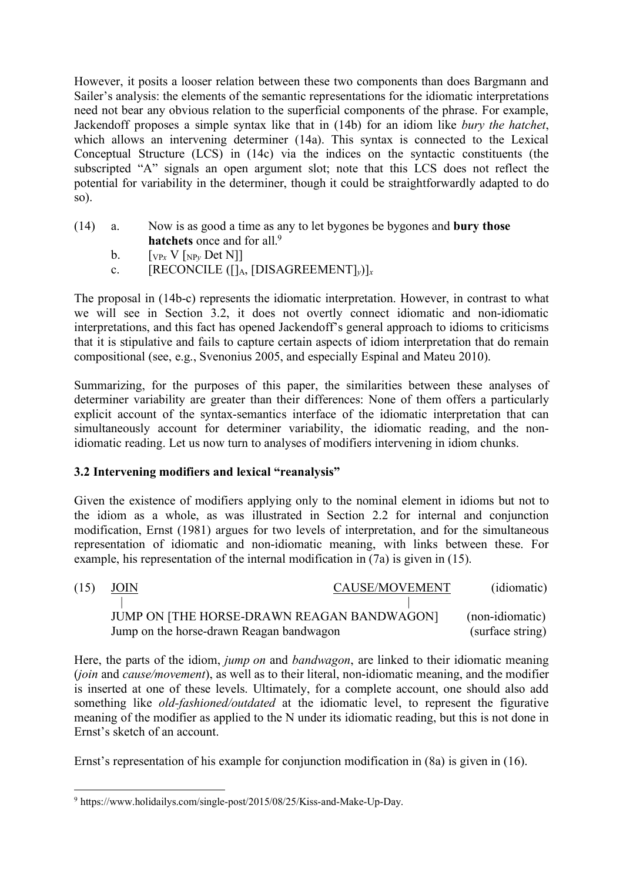However, it posits a looser relation between these two components than does Bargmann and Sailer's analysis: the elements of the semantic representations for the idiomatic interpretations need not bear any obvious relation to the superficial components of the phrase. For example, Jackendoff proposes a simple syntax like that in (14b) for an idiom like *bury the hatchet*, which allows an intervening determiner (14a). This syntax is connected to the Lexical Conceptual Structure (LCS) in (14c) via the indices on the syntactic constituents (the subscripted "A" signals an open argument slot; note that this LCS does not reflect the potential for variability in the determiner, though it could be straightforwardly adapted to do so).

(14) a. Now is as good a time as any to let bygones be bygones and **bury those hatchets** once and for all.[9]

b. $[_{VPx}$ V $[_{NPy}$ Det N]]

c. [RECONCILE ($[]_A$, $[\text{DISAGREEMENT}]_y$)$]_x$

The proposal in (14b-c) represents the idiomatic interpretation. However, in contrast to what we will see in Section 3.2, it does not overtly connect idiomatic and non-idiomatic interpretations, and this fact has opened Jackendoff's general approach to idioms to criticisms that it is stipulative and fails to capture certain aspects of idiom interpretation that do remain compositional (see, e.g., Svenonius 2005, and especially Espinal and Mateu 2010).

Summarizing, for the purposes of this paper, the similarities between these analyses of determiner variability are greater than their differences: None of them offers a particularly explicit account of the syntax-semantics interface of the idiomatic interpretation that can simultaneously account for determiner variability, the idiomatic reading, and the non-idiomatic reading. Let us now turn to analyses of modifiers intervening in idiom chunks.

### 3.2 Intervening modifiers and lexical "reanalysis"

Given the existence of modifiers applying only to the nominal element in idioms but not to the idiom as a whole, as was illustrated in Section 2.2 for internal and conjunction modification, Ernst (1981) argues for two levels of interpretation, and for the simultaneous representation of idiomatic and non-idiomatic meaning, with links between these. For example, his representation of the internal modification in (7a) is given in (15).

```
(15) JOIN                                   CAUSE/MOVEMENT      (idiomatic)
      |                                           |
     JUMP ON [THE HORSE-DRAWN REAGAN BANDWAGON]        (non-idiomatic)
     Jump on the horse-drawn Reagan bandwagon          (surface string)
```

Here, the parts of the idiom, *jump on* and *bandwagon*, are linked to their idiomatic meaning (*join* and *cause/movement*), as well as to their literal, non-idiomatic meaning, and the modifier is inserted at one of these levels. Ultimately, for a complete account, one should also add something like *old-fashioned/outdated* at the idiomatic level, to represent the figurative meaning of the modifier as applied to the N under its idiomatic reading, but this is not done in Ernst's sketch of an account.

Ernst's representation of his example for conjunction modification in (8a) is given in (16).

[9] https://www.holidailys.com/single-post/2015/08/25/Kiss-and-Make-Up-Day.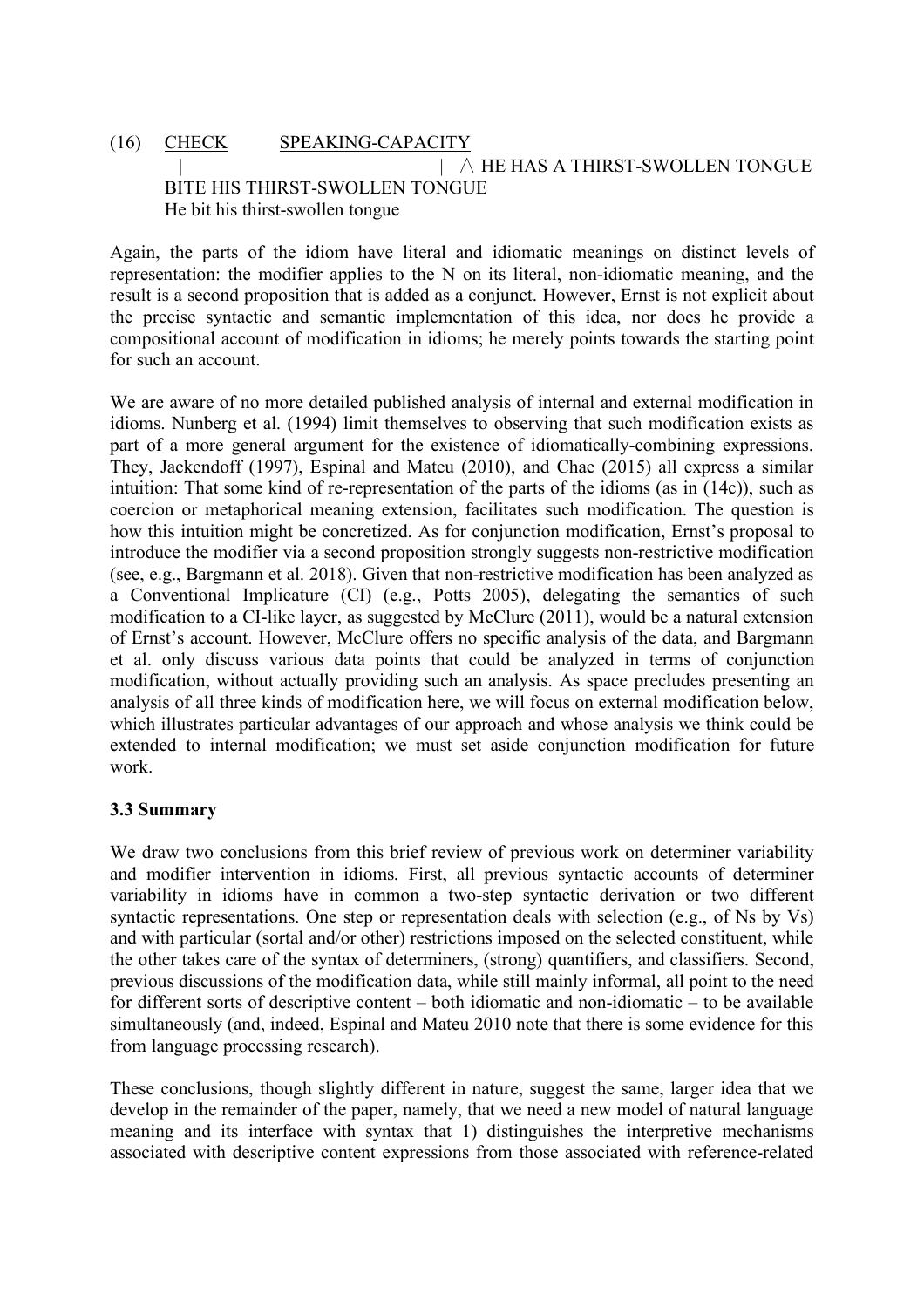(16) <u>CHECK</u>      <u>SPEAKING-CAPACITY</u>
```
       |                              |  ∧ HE HAS A THIRST-SWOLLEN TONGUE
     BITE HIS THIRST-SWOLLEN TONGUE
     He bit his thirst-swollen tongue
```

Again, the parts of the idiom have literal and idiomatic meanings on distinct levels of representation: the modifier applies to the N on its literal, non-idiomatic meaning, and the result is a second proposition that is added as a conjunct. However, Ernst is not explicit about the precise syntactic and semantic implementation of this idea, nor does he provide a compositional account of modification in idioms; he merely points towards the starting point for such an account.

We are aware of no more detailed published analysis of internal and external modification in idioms. Nunberg et al. (1994) limit themselves to observing that such modification exists as part of a more general argument for the existence of idiomatically-combining expressions. They, Jackendoff (1997), Espinal and Mateu (2010), and Chae (2015) all express a similar intuition: That some kind of re-representation of the parts of the idioms (as in (14c)), such as coercion or metaphorical meaning extension, facilitates such modification. The question is how this intuition might be concretized. As for conjunction modification, Ernst's proposal to introduce the modifier via a second proposition strongly suggests non-restrictive modification (see, e.g., Bargmann et al. 2018). Given that non-restrictive modification has been analyzed as a Conventional Implicature (CI) (e.g., Potts 2005), delegating the semantics of such modification to a CI-like layer, as suggested by McClure (2011), would be a natural extension of Ernst's account. However, McClure offers no specific analysis of the data, and Bargmann et al. only discuss various data points that could be analyzed in terms of conjunction modification, without actually providing such an analysis. As space precludes presenting an analysis of all three kinds of modification here, we will focus on external modification below, which illustrates particular advantages of our approach and whose analysis we think could be extended to internal modification; we must set aside conjunction modification for future work.

### 3.3 Summary

We draw two conclusions from this brief review of previous work on determiner variability and modifier intervention in idioms. First, all previous syntactic accounts of determiner variability in idioms have in common a two-step syntactic derivation or two different syntactic representations. One step or representation deals with selection (e.g., of Ns by Vs) and with particular (sortal and/or other) restrictions imposed on the selected constituent, while the other takes care of the syntax of determiners, (strong) quantifiers, and classifiers. Second, previous discussions of the modification data, while still mainly informal, all point to the need for different sorts of descriptive content – both idiomatic and non-idiomatic – to be available simultaneously (and, indeed, Espinal and Mateu 2010 note that there is some evidence for this from language processing research).

These conclusions, though slightly different in nature, suggest the same, larger idea that we develop in the remainder of the paper, namely, that we need a new model of natural language meaning and its interface with syntax that 1) distinguishes the interpretive mechanisms associated with descriptive content expressions from those associated with reference-related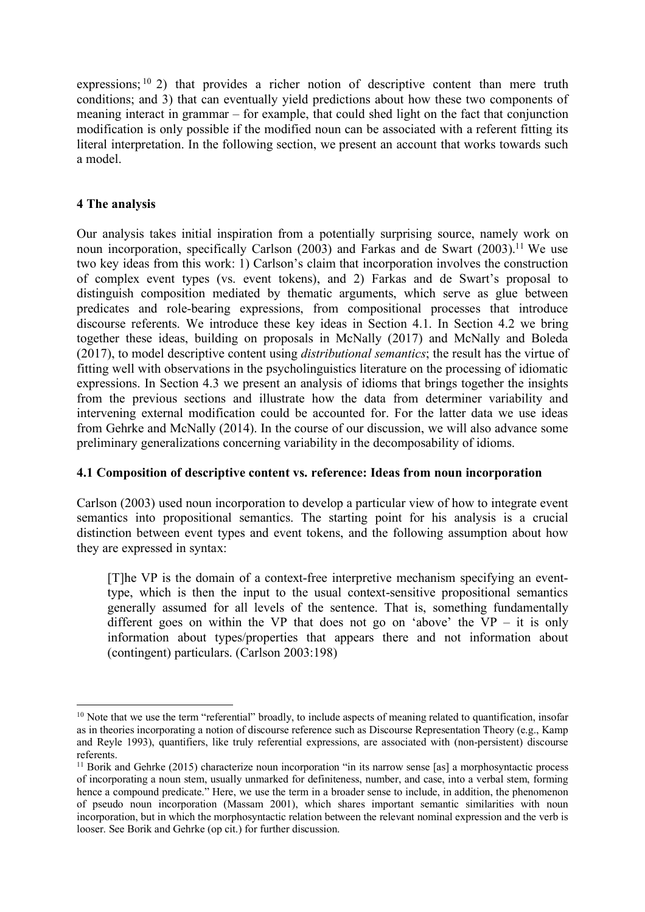expressions;[10] 2) that provides a richer notion of descriptive content than mere truth conditions; and 3) that can eventually yield predictions about how these two components of meaning interact in grammar – for example, that could shed light on the fact that conjunction modification is only possible if the modified noun can be associated with a referent fitting its literal interpretation. In the following section, we present an account that works towards such a model.

## 4 The analysis

Our analysis takes initial inspiration from a potentially surprising source, namely work on noun incorporation, specifically Carlson (2003) and Farkas and de Swart (2003).[11] We use two key ideas from this work: 1) Carlson's claim that incorporation involves the construction of complex event types (vs. event tokens), and 2) Farkas and de Swart's proposal to distinguish composition mediated by thematic arguments, which serve as glue between predicates and role-bearing expressions, from compositional processes that introduce discourse referents. We introduce these key ideas in Section 4.1. In Section 4.2 we bring together these ideas, building on proposals in McNally (2017) and McNally and Boleda (2017), to model descriptive content using *distributional semantics*; the result has the virtue of fitting well with observations in the psycholinguistics literature on the processing of idiomatic expressions. In Section 4.3 we present an analysis of idioms that brings together the insights from the previous sections and illustrate how the data from determiner variability and intervening external modification could be accounted for. For the latter data we use ideas from Gehrke and McNally (2014). In the course of our discussion, we will also advance some preliminary generalizations concerning variability in the decomposability of idioms.

### 4.1 Composition of descriptive content vs. reference: Ideas from noun incorporation

Carlson (2003) used noun incorporation to develop a particular view of how to integrate event semantics into propositional semantics. The starting point for his analysis is a crucial distinction between event types and event tokens, and the following assumption about how they are expressed in syntax:

> [T]he VP is the domain of a context-free interpretive mechanism specifying an event-type, which is then the input to the usual context-sensitive propositional semantics generally assumed for all levels of the sentence. That is, something fundamentally different goes on within the VP that does not go on 'above' the VP – it is only information about types/properties that appears there and not information about (contingent) particulars. (Carlson 2003:198)

---

[10] Note that we use the term "referential" broadly, to include aspects of meaning related to quantification, insofar as in theories incorporating a notion of discourse reference such as Discourse Representation Theory (e.g., Kamp and Reyle 1993), quantifiers, like truly referential expressions, are associated with (non-persistent) discourse referents.

[11] Borik and Gehrke (2015) characterize noun incorporation "in its narrow sense [as] a morphosyntactic process of incorporating a noun stem, usually unmarked for definiteness, number, and case, into a verbal stem, forming hence a compound predicate." Here, we use the term in a broader sense to include, in addition, the phenomenon of pseudo noun incorporation (Massam 2001), which shares important semantic similarities with noun incorporation, but in which the morphosyntactic relation between the relevant nominal expression and the verb is looser. See Borik and Gehrke (op cit.) for further discussion.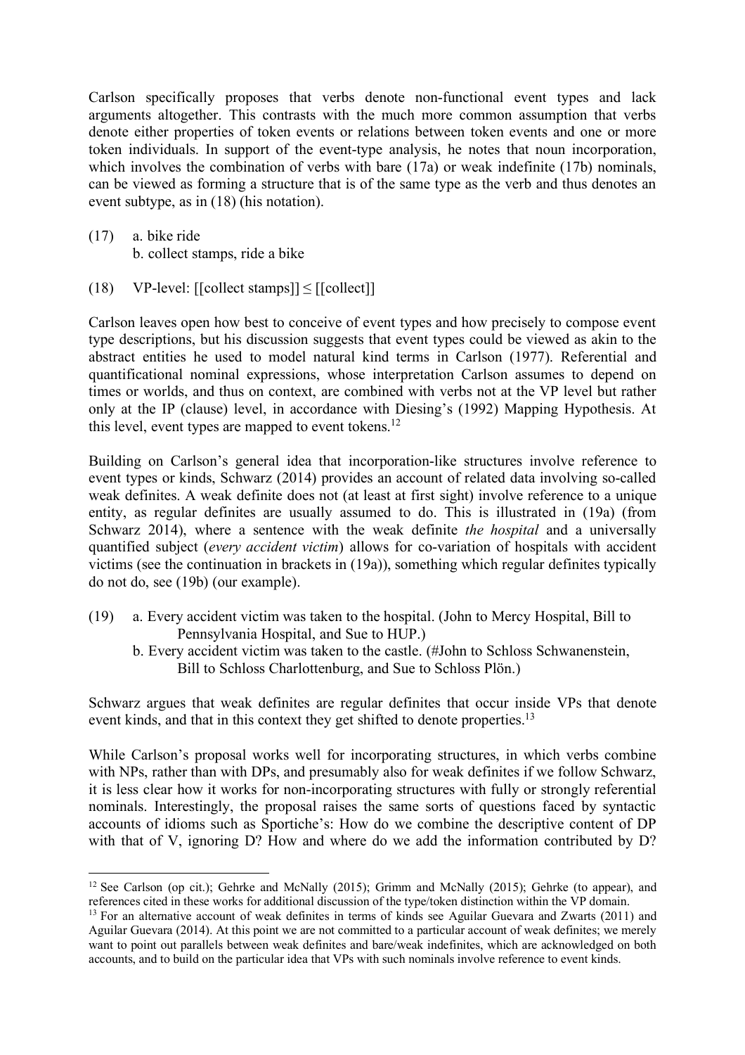Carlson specifically proposes that verbs denote non-functional event types and lack arguments altogether. This contrasts with the much more common assumption that verbs denote either properties of token events or relations between token events and one or more token individuals. In support of the event-type analysis, he notes that noun incorporation, which involves the combination of verbs with bare (17a) or weak indefinite (17b) nominals, can be viewed as forming a structure that is of the same type as the verb and thus denotes an event subtype, as in (18) (his notation).

(17) a. bike ride
  b. collect stamps, ride a bike

(18) VP-level: [[collect stamps]] ≤ [[collect]]

Carlson leaves open how best to conceive of event types and how precisely to compose event type descriptions, but his discussion suggests that event types could be viewed as akin to the abstract entities he used to model natural kind terms in Carlson (1977). Referential and quantificational nominal expressions, whose interpretation Carlson assumes to depend on times or worlds, and thus on context, are combined with verbs not at the VP level but rather only at the IP (clause) level, in accordance with Diesing's (1992) Mapping Hypothesis. At this level, event types are mapped to event tokens.[12]

Building on Carlson's general idea that incorporation-like structures involve reference to event types or kinds, Schwarz (2014) provides an account of related data involving so-called weak definites. A weak definite does not (at least at first sight) involve reference to a unique entity, as regular definites are usually assumed to do. This is illustrated in (19a) (from Schwarz 2014), where a sentence with the weak definite *the hospital* and a universally quantified subject (*every accident victim*) allows for co-variation of hospitals with accident victims (see the continuation in brackets in (19a)), something which regular definites typically do not do, see (19b) (our example).

(19) a. Every accident victim was taken to the hospital. (John to Mercy Hospital, Bill to Pennsylvania Hospital, and Sue to HUP.)
  b. Every accident victim was taken to the castle. (#John to Schloss Schwanenstein, Bill to Schloss Charlottenburg, and Sue to Schloss Plön.)

Schwarz argues that weak definites are regular definites that occur inside VPs that denote event kinds, and that in this context they get shifted to denote properties.[13]

While Carlson's proposal works well for incorporating structures, in which verbs combine with NPs, rather than with DPs, and presumably also for weak definites if we follow Schwarz, it is less clear how it works for non-incorporating structures with fully or strongly referential nominals. Interestingly, the proposal raises the same sorts of questions faced by syntactic accounts of idioms such as Sportiche's: How do we combine the descriptive content of DP with that of V, ignoring D? How and where do we add the information contributed by D?

---

[12] See Carlson (op cit.); Gehrke and McNally (2015); Grimm and McNally (2015); Gehrke (to appear), and references cited in these works for additional discussion of the type/token distinction within the VP domain.

[13] For an alternative account of weak definites in terms of kinds see Aguilar Guevara and Zwarts (2011) and Aguilar Guevara (2014). At this point we are not committed to a particular account of weak definites; we merely want to point out parallels between weak definites and bare/weak indefinites, which are acknowledged on both accounts, and to build on the particular idea that VPs with such nominals involve reference to event kinds.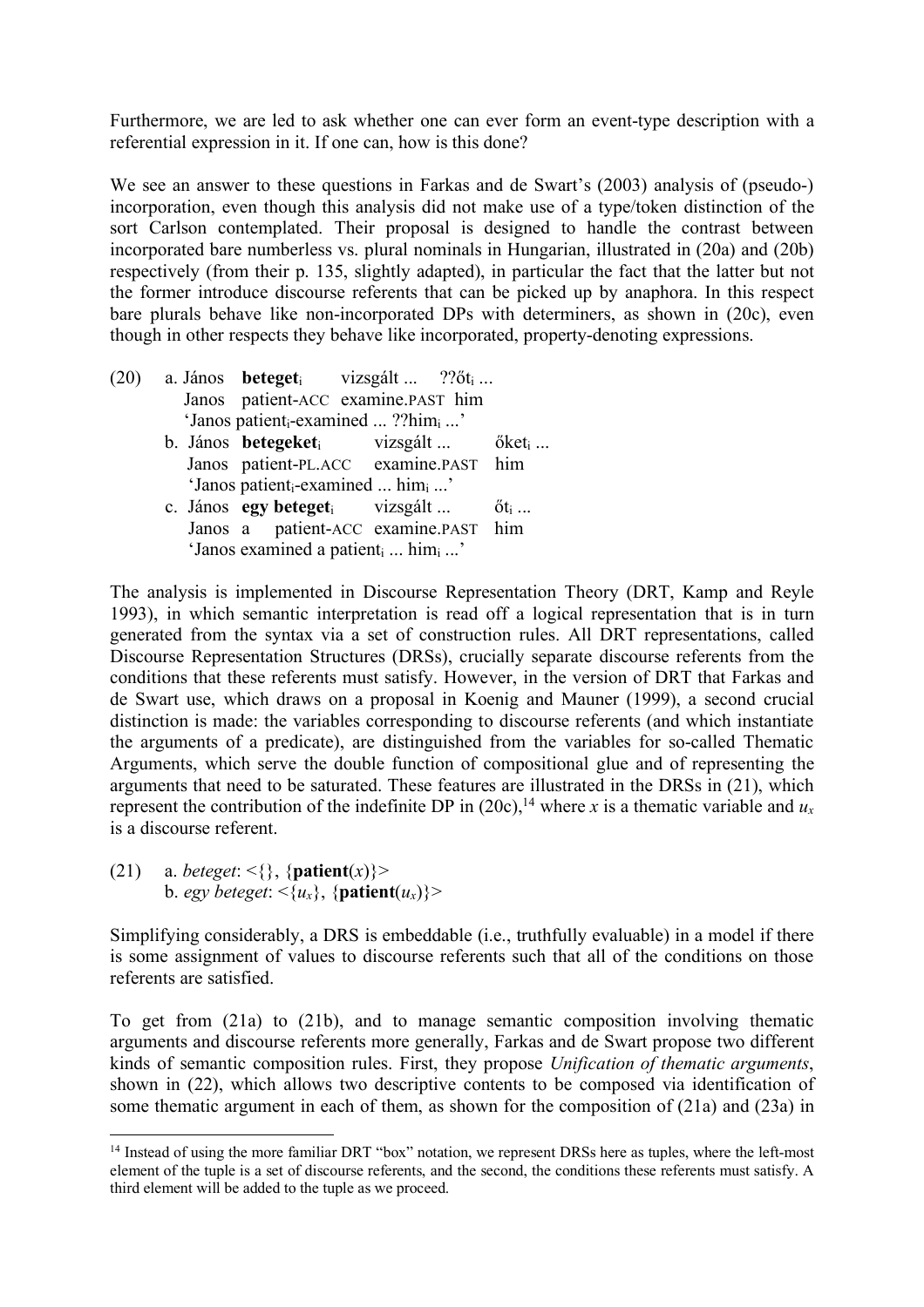Furthermore, we are led to ask whether one can ever form an event-type description with a referential expression in it. If one can, how is this done?

We see an answer to these questions in Farkas and de Swart's (2003) analysis of (pseudo-) incorporation, even though this analysis did not make use of a type/token distinction of the sort Carlson contemplated. Their proposal is designed to handle the contrast between incorporated bare numberless vs. plural nominals in Hungarian, illustrated in (20a) and (20b) respectively (from their p. 135, slightly adapted), in particular the fact that the latter but not the former introduce discourse referents that can be picked up by anaphora. In this respect bare plurals behave like non-incorporated DPs with determiners, as shown in (20c), even though in other respects they behave like incorporated, property-denoting expressions.

(20) a. János **beteget**$_i$ vizsgált ... ??őt$_i$ ...
   Janos patient-ACC examine.PAST him
   'Janos patient$_i$-examined ... ??him$_i$ ...'

  b. János **betegeket**$_i$ vizsgált ... őket$_i$ ...
   Janos patient-PL.ACC examine.PAST him
   'Janos patient$_i$-examined ... him$_i$ ...'

  c. János **egy beteget**$_i$ vizsgált ... őt$_i$ ...
   Janos a patient-ACC examine.PAST him
   'Janos examined a patient$_i$ ... him$_i$ ...'

The analysis is implemented in Discourse Representation Theory (DRT, Kamp and Reyle 1993), in which semantic interpretation is read off a logical representation that is in turn generated from the syntax via a set of construction rules. All DRT representations, called Discourse Representation Structures (DRSs), crucially separate discourse referents from the conditions that these referents must satisfy. However, in the version of DRT that Farkas and de Swart use, which draws on a proposal in Koenig and Mauner (1999), a second crucial distinction is made: the variables corresponding to discourse referents (and which instantiate the arguments of a predicate), are distinguished from the variables for so-called Thematic Arguments, which serve the double function of compositional glue and of representing the arguments that need to be saturated. These features are illustrated in the DRSs in (21), which represent the contribution of the indefinite DP in (20c),[14] where $x$ is a thematic variable and $u_x$ is a discourse referent.

(21) a. *beteget*: <{}, {**patient**($x$)}>
  b. *egy beteget*: <{$u_x$}, {**patient**($u_x$)}>

Simplifying considerably, a DRS is embeddable (i.e., truthfully evaluable) in a model if there is some assignment of values to discourse referents such that all of the conditions on those referents are satisfied.

To get from (21a) to (21b), and to manage semantic composition involving thematic arguments and discourse referents more generally, Farkas and de Swart propose two different kinds of semantic composition rules. First, they propose *Unification of thematic arguments*, shown in (22), which allows two descriptive contents to be composed via identification of some thematic argument in each of them, as shown for the composition of (21a) and (23a) in

---

[14] Instead of using the more familiar DRT "box" notation, we represent DRSs here as tuples, where the left-most element of the tuple is a set of discourse referents, and the second, the conditions these referents must satisfy. A third element will be added to the tuple as we proceed.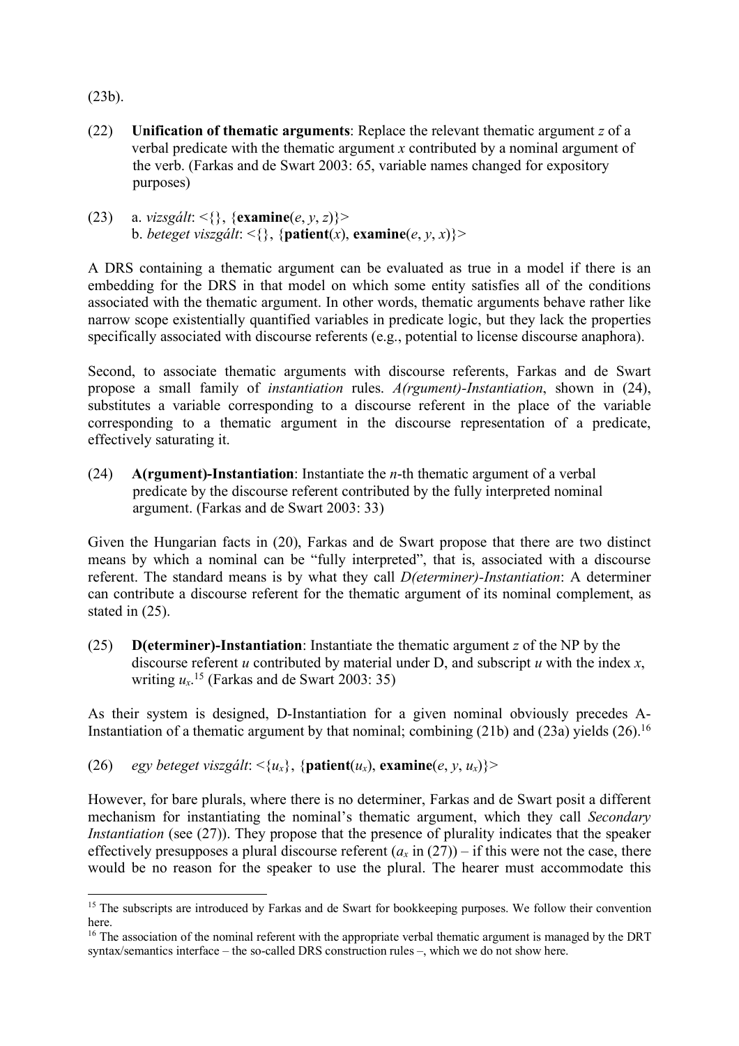(23b).

(22) **Unification of thematic arguments**: Replace the relevant thematic argument $z$ of a verbal predicate with the thematic argument $x$ contributed by a nominal argument of the verb. (Farkas and de Swart 2003: 65, variable names changed for expository purposes)

(23) a. *vizsgált*: <{}, {**examine**($e$, $y$, $z$)}>
b. *beteget viszgált*: <{}, {**patient**($x$), **examine**($e$, $y$, $x$)}>

A DRS containing a thematic argument can be evaluated as true in a model if there is an embedding for the DRS in that model on which some entity satisfies all of the conditions associated with the thematic argument. In other words, thematic arguments behave rather like narrow scope existentially quantified variables in predicate logic, but they lack the properties specifically associated with discourse referents (e.g., potential to license discourse anaphora).

Second, to associate thematic arguments with discourse referents, Farkas and de Swart propose a small family of *instantiation* rules. *A(rgument)-Instantiation*, shown in (24), substitutes a variable corresponding to a discourse referent in the place of the variable corresponding to a thematic argument in the discourse representation of a predicate, effectively saturating it.

(24) **A(rgument)-Instantiation**: Instantiate the $n$-th thematic argument of a verbal predicate by the discourse referent contributed by the fully interpreted nominal argument. (Farkas and de Swart 2003: 33)

Given the Hungarian facts in (20), Farkas and de Swart propose that there are two distinct means by which a nominal can be "fully interpreted", that is, associated with a discourse referent. The standard means is by what they call *D(eterminer)-Instantiation*: A determiner can contribute a discourse referent for the thematic argument of its nominal complement, as stated in (25).

(25) **D(eterminer)-Instantiation**: Instantiate the thematic argument $z$ of the NP by the discourse referent $u$ contributed by material under D, and subscript $u$ with the index $x$, writing $u_x$.[15] (Farkas and de Swart 2003: 35)

As their system is designed, D-Instantiation for a given nominal obviously precedes A-Instantiation of a thematic argument by that nominal; combining (21b) and (23a) yields (26).[16]

(26) *egy beteget viszgált*: <{$u_x$}, {**patient**($u_x$), **examine**($e$, $y$, $u_x$)}>

However, for bare plurals, where there is no determiner, Farkas and de Swart posit a different mechanism for instantiating the nominal's thematic argument, which they call *Secondary Instantiation* (see (27)). They propose that the presence of plurality indicates that the speaker effectively presupposes a plural discourse referent ($a_x$ in (27)) – if this were not the case, there would be no reason for the speaker to use the plural. The hearer must accommodate this

---

[15] The subscripts are introduced by Farkas and de Swart for bookkeeping purposes. We follow their convention here.

[16] The association of the nominal referent with the appropriate verbal thematic argument is managed by the DRT syntax/semantics interface – the so-called DRS construction rules –, which we do not show here.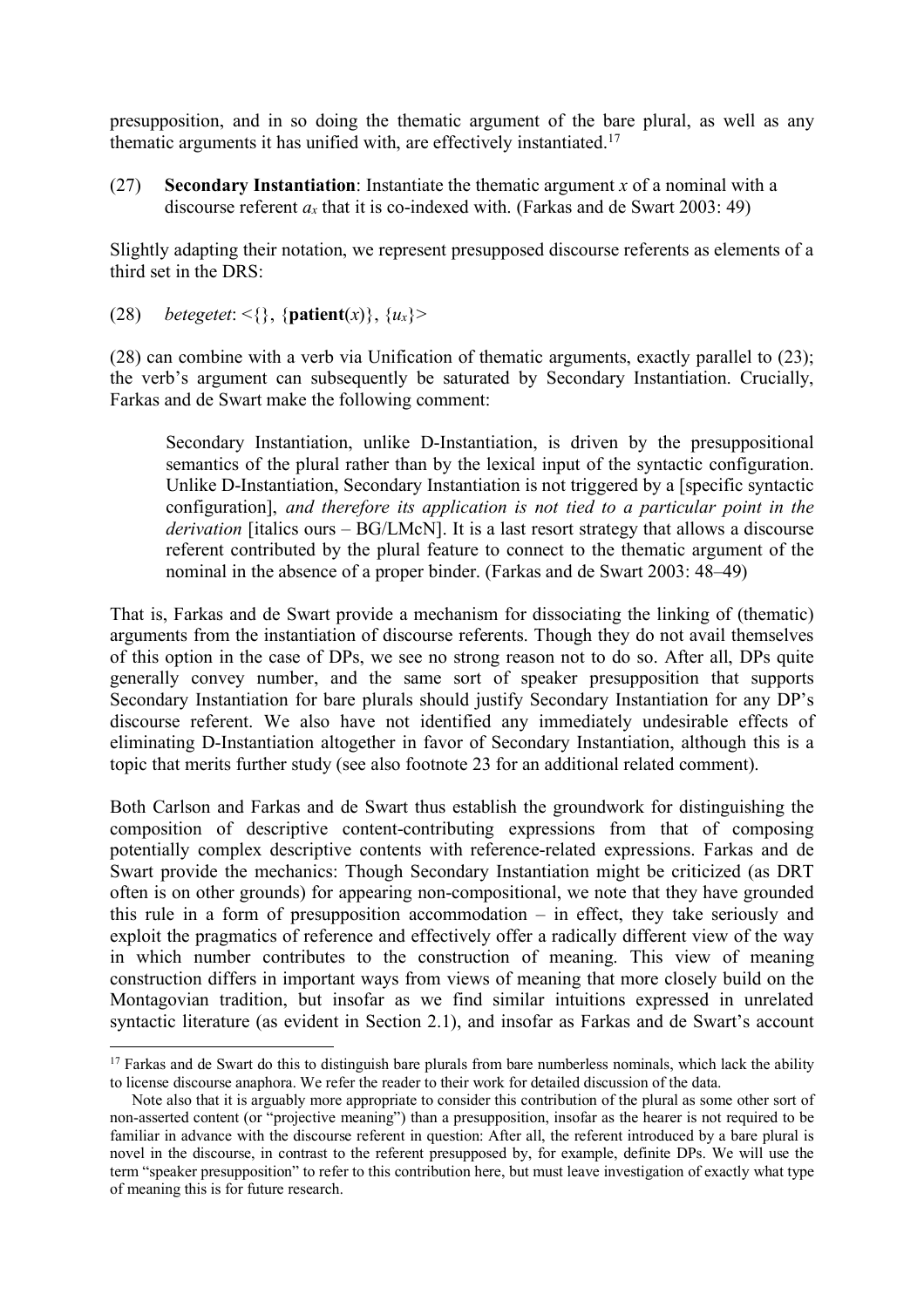presupposition, and in so doing the thematic argument of the bare plural, as well as any thematic arguments it has unified with, are effectively instantiated.[17]

(27) **Secondary Instantiation**: Instantiate the thematic argument $x$ of a nominal with a discourse referent $a_x$ that it is co-indexed with. (Farkas and de Swart 2003: 49)

Slightly adapting their notation, we represent presupposed discourse referents as elements of a third set in the DRS:

(28) *betegetet*: <{}, {**patient**($x$)}, {$u_x$}>

(28) can combine with a verb via Unification of thematic arguments, exactly parallel to (23); the verb's argument can subsequently be saturated by Secondary Instantiation. Crucially, Farkas and de Swart make the following comment:

> Secondary Instantiation, unlike D-Instantiation, is driven by the presuppositional semantics of the plural rather than by the lexical input of the syntactic configuration. Unlike D-Instantiation, Secondary Instantiation is not triggered by a [specific syntactic configuration], *and therefore its application is not tied to a particular point in the derivation* [italics ours – BG/LMcN]. It is a last resort strategy that allows a discourse referent contributed by the plural feature to connect to the thematic argument of the nominal in the absence of a proper binder. (Farkas and de Swart 2003: 48–49)

That is, Farkas and de Swart provide a mechanism for dissociating the linking of (thematic) arguments from the instantiation of discourse referents. Though they do not avail themselves of this option in the case of DPs, we see no strong reason not to do so. After all, DPs quite generally convey number, and the same sort of speaker presupposition that supports Secondary Instantiation for bare plurals should justify Secondary Instantiation for any DP's discourse referent. We also have not identified any immediately undesirable effects of eliminating D-Instantiation altogether in favor of Secondary Instantiation, although this is a topic that merits further study (see also footnote 23 for an additional related comment).

Both Carlson and Farkas and de Swart thus establish the groundwork for distinguishing the composition of descriptive content-contributing expressions from that of composing potentially complex descriptive contents with reference-related expressions. Farkas and de Swart provide the mechanics: Though Secondary Instantiation might be criticized (as DRT often is on other grounds) for appearing non-compositional, we note that they have grounded this rule in a form of presupposition accommodation – in effect, they take seriously and exploit the pragmatics of reference and effectively offer a radically different view of the way in which number contributes to the construction of meaning. This view of meaning construction differs in important ways from views of meaning that more closely build on the Montagovian tradition, but insofar as we find similar intuitions expressed in unrelated syntactic literature (as evident in Section 2.1), and insofar as Farkas and de Swart's account

---

[17] Farkas and de Swart do this to distinguish bare plurals from bare numberless nominals, which lack the ability to license discourse anaphora. We refer the reader to their work for detailed discussion of the data.

Note also that it is arguably more appropriate to consider this contribution of the plural as some other sort of non-asserted content (or "projective meaning") than a presupposition, insofar as the hearer is not required to be familiar in advance with the discourse referent in question: After all, the referent introduced by a bare plural is novel in the discourse, in contrast to the referent presupposed by, for example, definite DPs. We will use the term "speaker presupposition" to refer to this contribution here, but must leave investigation of exactly what type of meaning this is for future research.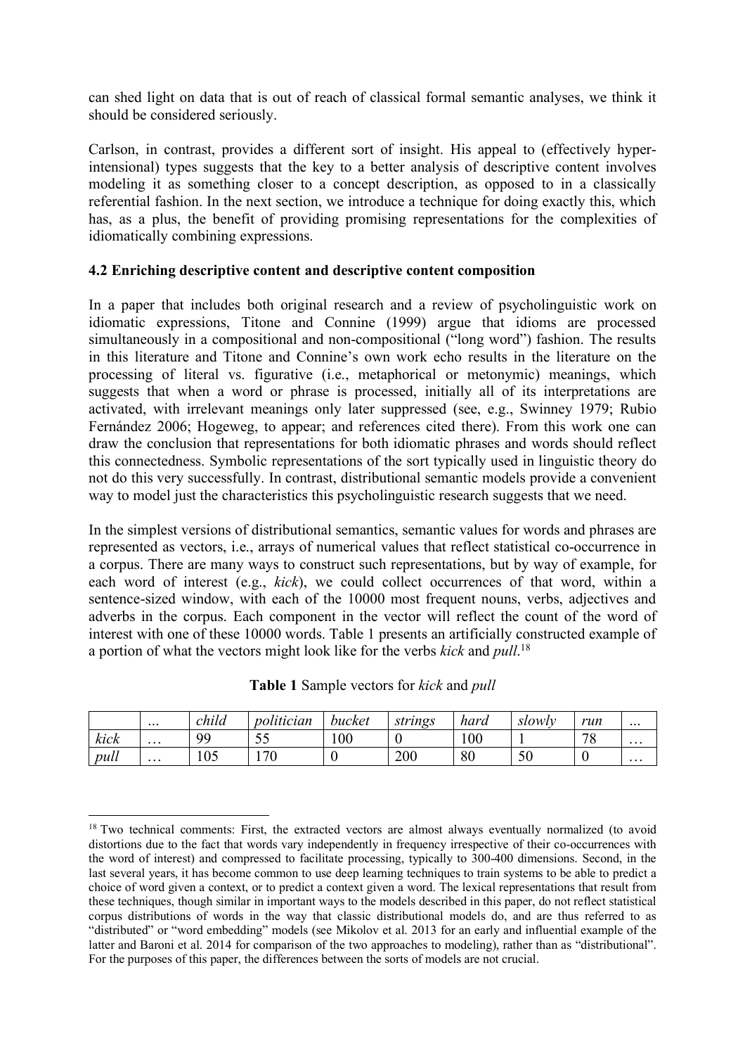can shed light on data that is out of reach of classical formal semantic analyses, we think it should be considered seriously.

Carlson, in contrast, provides a different sort of insight. His appeal to (effectively hyper-intensional) types suggests that the key to a better analysis of descriptive content involves modeling it as something closer to a concept description, as opposed to in a classically referential fashion. In the next section, we introduce a technique for doing exactly this, which has, as a plus, the benefit of providing promising representations for the complexities of idiomatically combining expressions.

### 4.2 Enriching descriptive content and descriptive content composition

In a paper that includes both original research and a review of psycholinguistic work on idiomatic expressions, Titone and Connine (1999) argue that idioms are processed simultaneously in a compositional and non-compositional ("long word") fashion. The results in this literature and Titone and Connine's own work echo results in the literature on the processing of literal vs. figurative (i.e., metaphorical or metonymic) meanings, which suggests that when a word or phrase is processed, initially all of its interpretations are activated, with irrelevant meanings only later suppressed (see, e.g., Swinney 1979; Rubio Fernández 2006; Hogeweg, to appear; and references cited there). From this work one can draw the conclusion that representations for both idiomatic phrases and words should reflect this connectedness. Symbolic representations of the sort typically used in linguistic theory do not do this very successfully. In contrast, distributional semantic models provide a convenient way to model just the characteristics this psycholinguistic research suggests that we need.

In the simplest versions of distributional semantics, semantic values for words and phrases are represented as vectors, i.e., arrays of numerical values that reflect statistical co-occurrence in a corpus. There are many ways to construct such representations, but by way of example, for each word of interest (e.g., *kick*), we could collect occurrences of that word, within a sentence-sized window, with each of the 10000 most frequent nouns, verbs, adjectives and adverbs in the corpus. Each component in the vector will reflect the count of the word of interest with one of these 10000 words. Table 1 presents an artificially constructed example of a portion of what the vectors might look like for the verbs *kick* and *pull*.[18]

**Table 1** Sample vectors for *kick* and *pull*

| | ... | *child* | *politician* | *bucket* | *strings* | *hard* | *slowly* | *run* | ... |
|---|---|---|---|---|---|---|---|---|---|
| *kick* | ... | 99 | 55 | 100 | 0 | 100 | 1 | 78 | ... |
| *pull* | ... | 105 | 170 | 0 | 200 | 80 | 50 | 0 | ... |

[18] Two technical comments: First, the extracted vectors are almost always eventually normalized (to avoid distortions due to the fact that words vary independently in frequency irrespective of their co-occurrences with the word of interest) and compressed to facilitate processing, typically to 300-400 dimensions. Second, in the last several years, it has become common to use deep learning techniques to train systems to be able to predict a choice of word given a context, or to predict a context given a word. The lexical representations that result from these techniques, though similar in important ways to the models described in this paper, do not reflect statistical corpus distributions of words in the way that classic distributional models do, and are thus referred to as "distributed" or "word embedding" models (see Mikolov et al. 2013 for an early and influential example of the latter and Baroni et al. 2014 for comparison of the two approaches to modeling), rather than as "distributional". For the purposes of this paper, the differences between the sorts of models are not crucial.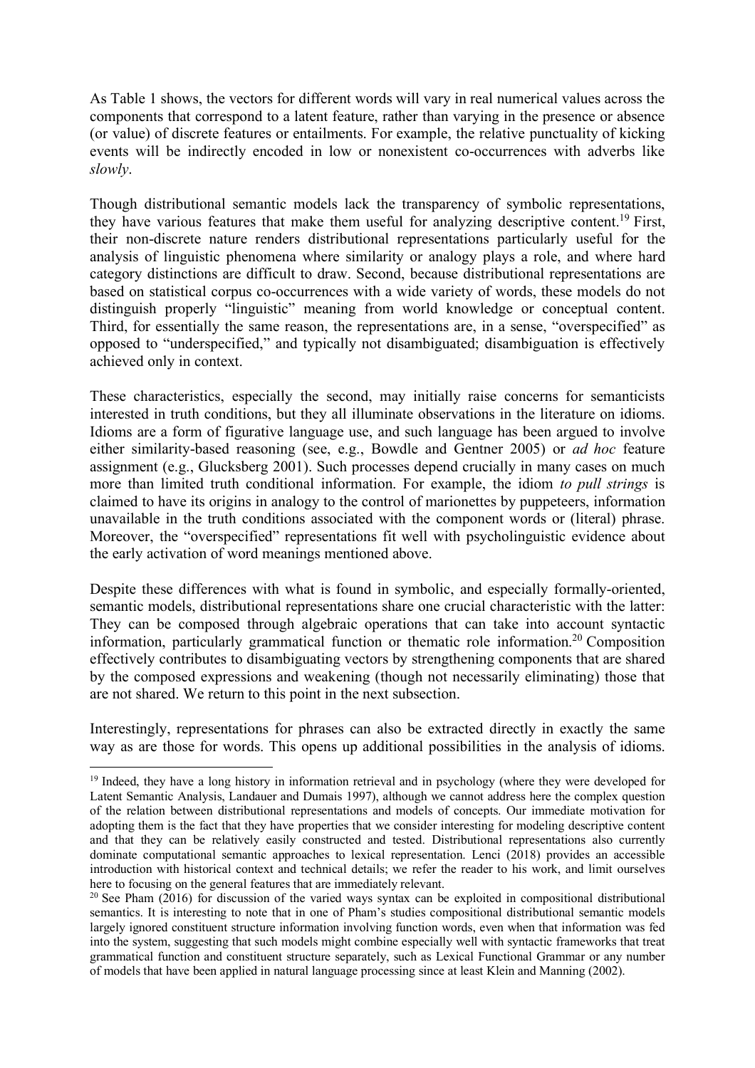As Table 1 shows, the vectors for different words will vary in real numerical values across the components that correspond to a latent feature, rather than varying in the presence or absence (or value) of discrete features or entailments. For example, the relative punctuality of kicking events will be indirectly encoded in low or nonexistent co-occurrences with adverbs like *slowly*.

Though distributional semantic models lack the transparency of symbolic representations, they have various features that make them useful for analyzing descriptive content.[19] First, their non-discrete nature renders distributional representations particularly useful for the analysis of linguistic phenomena where similarity or analogy plays a role, and where hard category distinctions are difficult to draw. Second, because distributional representations are based on statistical corpus co-occurrences with a wide variety of words, these models do not distinguish properly "linguistic" meaning from world knowledge or conceptual content. Third, for essentially the same reason, the representations are, in a sense, "overspecified" as opposed to "underspecified," and typically not disambiguated; disambiguation is effectively achieved only in context.

These characteristics, especially the second, may initially raise concerns for semanticists interested in truth conditions, but they all illuminate observations in the literature on idioms. Idioms are a form of figurative language use, and such language has been argued to involve either similarity-based reasoning (see, e.g., Bowdle and Gentner 2005) or *ad hoc* feature assignment (e.g., Glucksberg 2001). Such processes depend crucially in many cases on much more than limited truth conditional information. For example, the idiom *to pull strings* is claimed to have its origins in analogy to the control of marionettes by puppeteers, information unavailable in the truth conditions associated with the component words or (literal) phrase. Moreover, the "overspecified" representations fit well with psycholinguistic evidence about the early activation of word meanings mentioned above.

Despite these differences with what is found in symbolic, and especially formally-oriented, semantic models, distributional representations share one crucial characteristic with the latter: They can be composed through algebraic operations that can take into account syntactic information, particularly grammatical function or thematic role information.[20] Composition effectively contributes to disambiguating vectors by strengthening components that are shared by the composed expressions and weakening (though not necessarily eliminating) those that are not shared. We return to this point in the next subsection.

Interestingly, representations for phrases can also be extracted directly in exactly the same way as are those for words. This opens up additional possibilities in the analysis of idioms.

---

[19] Indeed, they have a long history in information retrieval and in psychology (where they were developed for Latent Semantic Analysis, Landauer and Dumais 1997), although we cannot address here the complex question of the relation between distributional representations and models of concepts. Our immediate motivation for adopting them is the fact that they have properties that we consider interesting for modeling descriptive content and that they can be relatively easily constructed and tested. Distributional representations also currently dominate computational semantic approaches to lexical representation. Lenci (2018) provides an accessible introduction with historical context and technical details; we refer the reader to his work, and limit ourselves here to focusing on the general features that are immediately relevant.

[20] See Pham (2016) for discussion of the varied ways syntax can be exploited in compositional distributional semantics. It is interesting to note that in one of Pham's studies compositional distributional semantic models largely ignored constituent structure information involving function words, even when that information was fed into the system, suggesting that such models might combine especially well with syntactic frameworks that treat grammatical function and constituent structure separately, such as Lexical Functional Grammar or any number of models that have been applied in natural language processing since at least Klein and Manning (2002).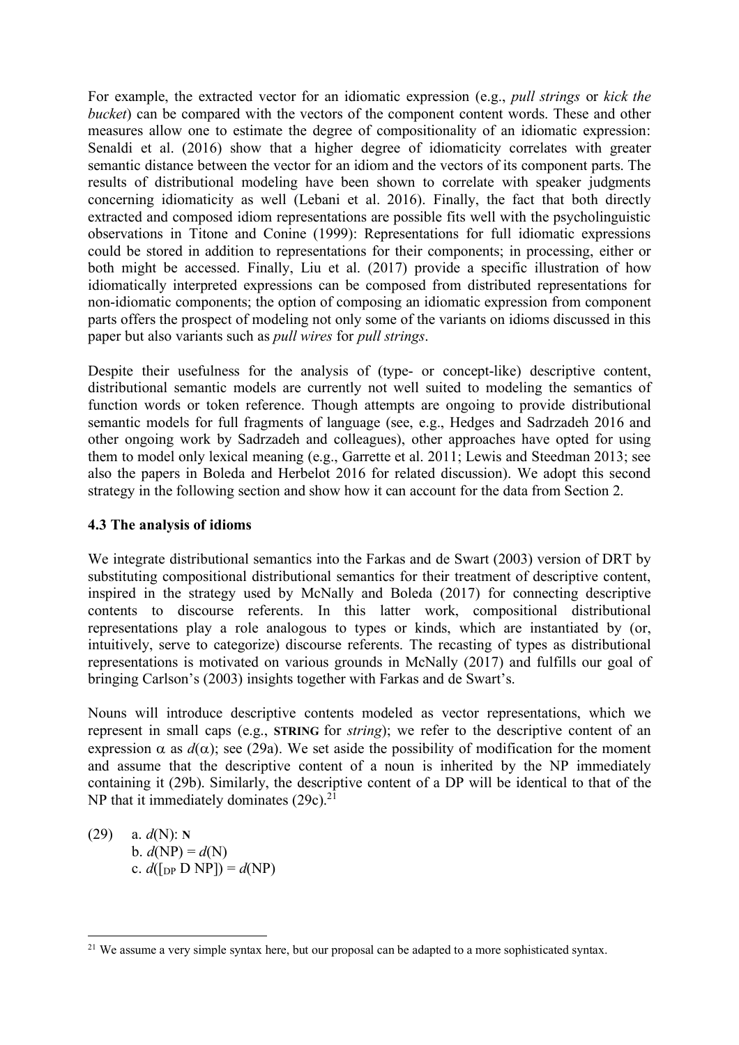For example, the extracted vector for an idiomatic expression (e.g., *pull strings* or *kick the bucket*) can be compared with the vectors of the component content words. These and other measures allow one to estimate the degree of compositionality of an idiomatic expression: Senaldi et al. (2016) show that a higher degree of idiomaticity correlates with greater semantic distance between the vector for an idiom and the vectors of its component parts. The results of distributional modeling have been shown to correlate with speaker judgments concerning idiomaticity as well (Lebani et al. 2016). Finally, the fact that both directly extracted and composed idiom representations are possible fits well with the psycholinguistic observations in Titone and Conine (1999): Representations for full idiomatic expressions could be stored in addition to representations for their components; in processing, either or both might be accessed. Finally, Liu et al. (2017) provide a specific illustration of how idiomatically interpreted expressions can be composed from distributed representations for non-idiomatic components; the option of composing an idiomatic expression from component parts offers the prospect of modeling not only some of the variants on idioms discussed in this paper but also variants such as *pull wires* for *pull strings*.

Despite their usefulness for the analysis of (type- or concept-like) descriptive content, distributional semantic models are currently not well suited to modeling the semantics of function words or token reference. Though attempts are ongoing to provide distributional semantic models for full fragments of language (see, e.g., Hedges and Sadrzadeh 2016 and other ongoing work by Sadrzadeh and colleagues), other approaches have opted for using them to model only lexical meaning (e.g., Garrette et al. 2011; Lewis and Steedman 2013; see also the papers in Boleda and Herbelot 2016 for related discussion). We adopt this second strategy in the following section and show how it can account for the data from Section 2.

### 4.3 The analysis of idioms

We integrate distributional semantics into the Farkas and de Swart (2003) version of DRT by substituting compositional distributional semantics for their treatment of descriptive content, inspired in the strategy used by McNally and Boleda (2017) for connecting descriptive contents to discourse referents. In this latter work, compositional distributional representations play a role analogous to types or kinds, which are instantiated by (or, intuitively, serve to categorize) discourse referents. The recasting of types as distributional representations is motivated on various grounds in McNally (2017) and fulfills our goal of bringing Carlson's (2003) insights together with Farkas and de Swart's.

Nouns will introduce descriptive contents modeled as vector representations, which we represent in small caps (e.g., **STRING** for *string*); we refer to the descriptive content of an expression $\alpha$ as $d(\alpha)$; see (29a). We set aside the possibility of modification for the moment and assume that the descriptive content of a noun is inherited by the NP immediately containing it (29b). Similarly, the descriptive content of a DP will be identical to that of the NP that it immediately dominates (29c).[21]

(29) a. $d(\text{N})$: **N**
 b. $d(\text{NP}) = d(\text{N})$
 c. $d([_{\text{DP}}\ \text{D NP}]) = d(\text{NP})$

[21] We assume a very simple syntax here, but our proposal can be adapted to a more sophisticated syntax.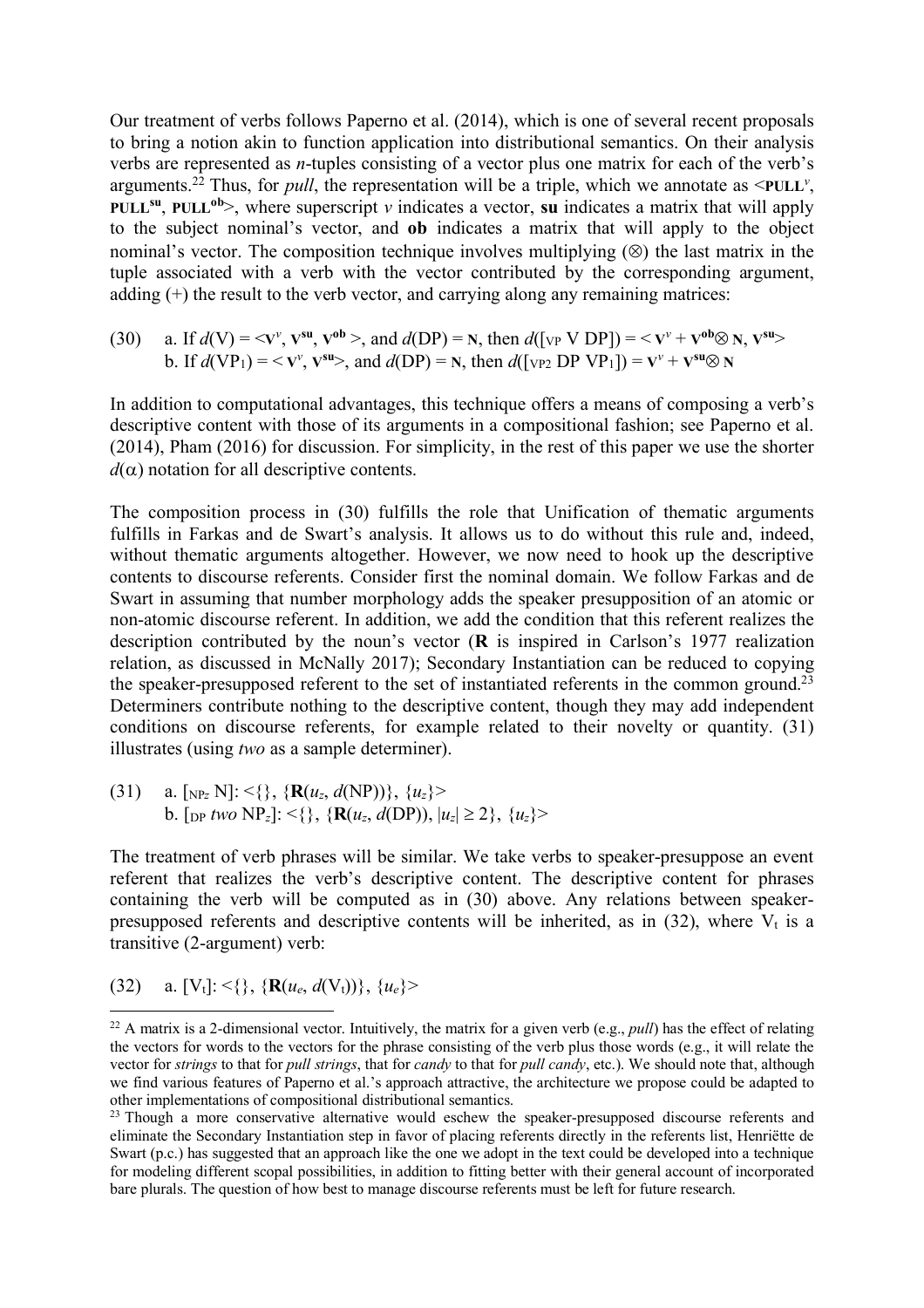Our treatment of verbs follows Paperno et al. (2014), which is one of several recent proposals to bring a notion akin to function application into distributional semantics. On their analysis verbs are represented as *n*-tuples consisting of a vector plus one matrix for each of the verb's arguments.[22] Thus, for *pull*, the representation will be a triple, which we annotate as $<\textbf{PULL}^{v}, \textbf{PULL}^{\textbf{su}}, \textbf{PULL}^{\textbf{ob}}>$, where superscript *v* indicates a vector, **su** indicates a matrix that will apply to the subject nominal's vector, and **ob** indicates a matrix that will apply to the object nominal's vector. The composition technique involves multiplying ($\otimes$) the last matrix in the tuple associated with a verb with the vector contributed by the corresponding argument, adding (+) the result to the verb vector, and carrying along any remaining matrices:

(30) a. If $d(\text{V}) = <\textbf{V}^{v}, \textbf{V}^{\textbf{su}}, \textbf{V}^{\textbf{ob}}>$, and $d(\text{DP}) = \textbf{N}$, then $d([_{\text{VP}}\ \text{V DP}]) = <\textbf{V}^{v} + \textbf{V}^{\textbf{ob}} \otimes \textbf{N}, \textbf{V}^{\textbf{su}}>$
b. If $d(\text{VP}_1) = <\textbf{V}^{v}, \textbf{V}^{\textbf{su}}>$, and $d(\text{DP}) = \textbf{N}$, then $d([_{\text{VP2}}\ \text{DP VP}_1]) = \textbf{V}^{v} + \textbf{V}^{\textbf{su}} \otimes \textbf{N}$

In addition to computational advantages, this technique offers a means of composing a verb's descriptive content with those of its arguments in a compositional fashion; see Paperno et al. (2014), Pham (2016) for discussion. For simplicity, in the rest of this paper we use the shorter $d(\alpha)$ notation for all descriptive contents.

The composition process in (30) fulfills the role that Unification of thematic arguments fulfills in Farkas and de Swart's analysis. It allows us to do without this rule and, indeed, without thematic arguments altogether. However, we now need to hook up the descriptive contents to discourse referents. Consider first the nominal domain. We follow Farkas and de Swart in assuming that number morphology adds the speaker presupposition of an atomic or non-atomic discourse referent. In addition, we add the condition that this referent realizes the description contributed by the noun's vector (**R** is inspired in Carlson's 1977 realization relation, as discussed in McNally 2017); Secondary Instantiation can be reduced to copying the speaker-presupposed referent to the set of instantiated referents in the common ground.[23] Determiners contribute nothing to the descriptive content, though they may add independent conditions on discourse referents, for example related to their novelty or quantity. (31) illustrates (using *two* as a sample determiner).

(31) a. $[_{\text{NP}z}\ \text{N}]$: $<\{\}, \{\textbf{R}(u_z, d(\text{NP}))\}, \{u_z\}>$
b. $[_{\text{DP}}\ \textit{two}\ \text{NP}_z]$: $<\{\}, \{\textbf{R}(u_z, d(\text{DP})), |u_z| \geq 2\}, \{u_z\}>$

The treatment of verb phrases will be similar. We take verbs to speaker-presuppose an event referent that realizes the verb's descriptive content. The descriptive content for phrases containing the verb will be computed as in (30) above. Any relations between speaker-presupposed referents and descriptive contents will be inherited, as in (32), where $\text{V}_\text{t}$ is a transitive (2-argument) verb:

(32) a. $[\text{V}_\text{t}]$: $<\{\}, \{\textbf{R}(u_e, d(\text{V}_\text{t}))\}, \{u_e\}>$

[22] A matrix is a 2-dimensional vector. Intuitively, the matrix for a given verb (e.g., *pull*) has the effect of relating the vectors for words to the vectors for the phrase consisting of the verb plus those words (e.g., it will relate the vector for *strings* to that for *pull strings*, that for *candy* to that for *pull candy*, etc.). We should note that, although we find various features of Paperno et al.'s approach attractive, the architecture we propose could be adapted to other implementations of compositional distributional semantics.

[23] Though a more conservative alternative would eschew the speaker-presupposed discourse referents and eliminate the Secondary Instantiation step in favor of placing referents directly in the referents list, Henriëtte de Swart (p.c.) has suggested that an approach like the one we adopt in the text could be developed into a technique for modeling different scopal possibilities, in addition to fitting better with their general account of incorporated bare plurals. The question of how best to manage discourse referents must be left for future research.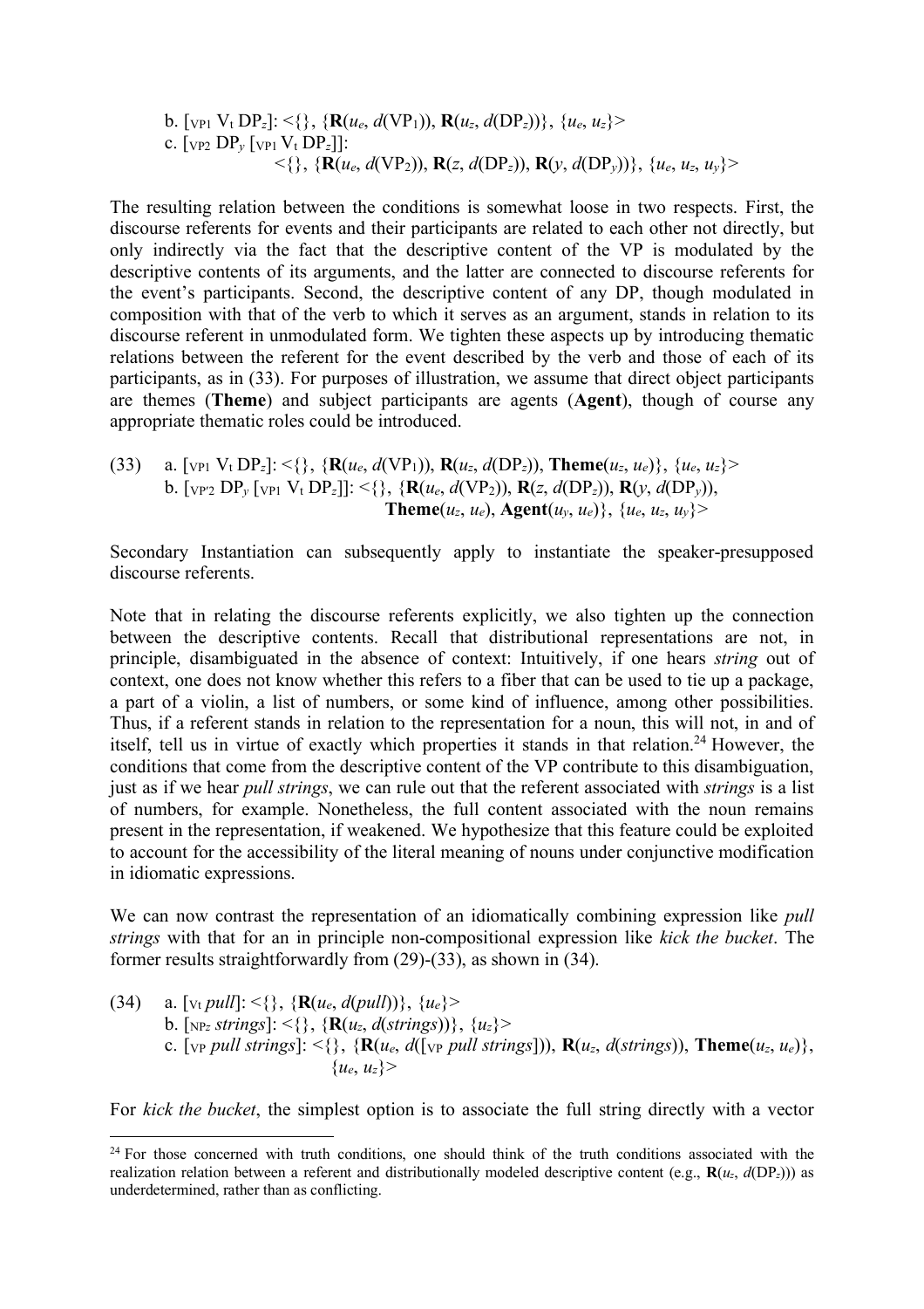b. $[_{\text{VP1}}\ \text{V}_{\text{t}}\ \text{DP}_z]$: $<\{\}, \{\mathbf{R}(u_e, d(\text{VP}_1)), \mathbf{R}(u_z, d(\text{DP}_z))\}, \{u_e, u_z\}>$

c. $[_{\text{VP2}}\ \text{DP}_y\ [_{\text{VP1}}\ \text{V}_{\text{t}}\ \text{DP}_z]]$:
$<\{\}, \{\mathbf{R}(u_e, d(\text{VP}_2)), \mathbf{R}(z, d(\text{DP}_z)), \mathbf{R}(y, d(\text{DP}_y))\}, \{u_e, u_z, u_y\}>$

The resulting relation between the conditions is somewhat loose in two respects. First, the discourse referents for events and their participants are related to each other not directly, but only indirectly via the fact that the descriptive content of the VP is modulated by the descriptive contents of its arguments, and the latter are connected to discourse referents for the event's participants. Second, the descriptive content of any DP, though modulated in composition with that of the verb to which it serves as an argument, stands in relation to its discourse referent in unmodulated form. We tighten these aspects up by introducing thematic relations between the referent for the event described by the verb and those of each of its participants, as in (33). For purposes of illustration, we assume that direct object participants are themes (**Theme**) and subject participants are agents (**Agent**), though of course any appropriate thematic roles could be introduced.

(33) a. $[_{\text{VP1}}\ \text{V}_{\text{t}}\ \text{DP}_z]$: $<\{\}, \{\mathbf{R}(u_e, d(\text{VP}_1)), \mathbf{R}(u_z, d(\text{DP}_z)), \mathbf{Theme}(u_z, u_e)\}, \{u_e, u_z\}>$

b. $[_{\text{VP'2}}\ \text{DP}_y\ [_{\text{VP1}}\ \text{V}_{\text{t}}\ \text{DP}_z]]$: $<\{\}, \{\mathbf{R}(u_e, d(\text{VP}_2)), \mathbf{R}(z, d(\text{DP}_z)), \mathbf{R}(y, d(\text{DP}_y)),$
$\mathbf{Theme}(u_z, u_e), \mathbf{Agent}(u_y, u_e)\}, \{u_e, u_z, u_y\}>$

Secondary Instantiation can subsequently apply to instantiate the speaker-presupposed discourse referents.

Note that in relating the discourse referents explicitly, we also tighten up the connection between the descriptive contents. Recall that distributional representations are not, in principle, disambiguated in the absence of context: Intuitively, if one hears *string* out of context, one does not know whether this refers to a fiber that can be used to tie up a package, a part of a violin, a list of numbers, or some kind of influence, among other possibilities. Thus, if a referent stands in relation to the representation for a noun, this will not, in and of itself, tell us in virtue of exactly which properties it stands in that relation.[24] However, the conditions that come from the descriptive content of the VP contribute to this disambiguation, just as if we hear *pull strings*, we can rule out that the referent associated with *strings* is a list of numbers, for example. Nonetheless, the full content associated with the noun remains present in the representation, if weakened. We hypothesize that this feature could be exploited to account for the accessibility of the literal meaning of nouns under conjunctive modification in idiomatic expressions.

We can now contrast the representation of an idiomatically combining expression like *pull strings* with that for an in principle non-compositional expression like *kick the bucket*. The former results straightforwardly from (29)-(33), as shown in (34).

(34) a. $[_{\text{Vt}}\ \textit{pull}]$: $<\{\}, \{\mathbf{R}(u_e, d(\textit{pull}))\}, \{u_e\}>$

b. $[_{\text{NPz}}\ \textit{strings}]$: $<\{\}, \{\mathbf{R}(u_z, d(\textit{strings}))\}, \{u_z\}>$

c. $[_{\text{VP}}\ \textit{pull strings}]$: $<\{\}, \{\mathbf{R}(u_e, d([_{\text{VP}}\ \textit{pull strings}])), \mathbf{R}(u_z, d(\textit{strings})), \mathbf{Theme}(u_z, u_e)\},$
$\{u_e, u_z\}>$

For *kick the bucket*, the simplest option is to associate the full string directly with a vector

[24] For those concerned with truth conditions, one should think of the truth conditions associated with the realization relation between a referent and distributionally modeled descriptive content (e.g., $\mathbf{R}(u_z, d(\text{DP}_z))$) as underdetermined, rather than as conflicting.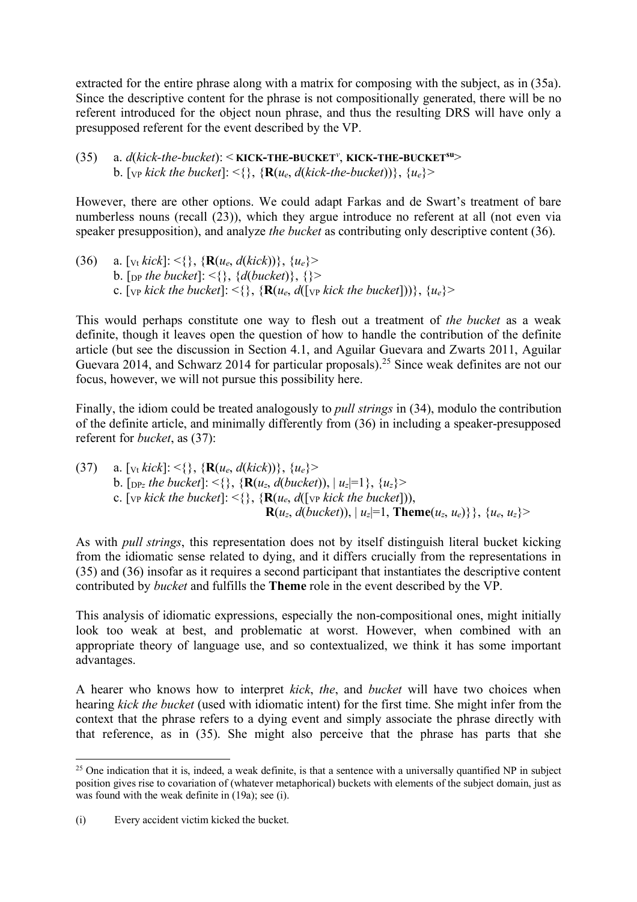extracted for the entire phrase along with a matrix for composing with the subject, as in (35a). Since the descriptive content for the phrase is not compositionally generated, there will be no referent introduced for the object noun phrase, and thus the resulting DRS will have only a presupposed referent for the event described by the VP.

(35) a. *d*(*kick-the-bucket*): < **KICK-THE-BUCKET**$^{v}$, **KICK-THE-BUCKET**$^{su}$>
 b. [$_{VP}$ *kick the bucket*]: <{}, {**R**($u_e$, *d*(*kick-the-bucket*))}, {$u_e$}>

However, there are other options. We could adapt Farkas and de Swart's treatment of bare numberless nouns (recall (23)), which they argue introduce no referent at all (not even via speaker presupposition), and analyze *the bucket* as contributing only descriptive content (36).

(36) a. [$_{Vt}$ *kick*]: <{}, {**R**($u_e$, *d*(*kick*))}, {$u_e$}>
 b. [$_{DP}$ *the bucket*]: <{}, {*d*(*bucket*)}, {}>
 c. [$_{VP}$ *kick the bucket*]: <{}, {**R**($u_e$, *d*([$_{VP}$ *kick the bucket*]))}, {$u_e$}>

This would perhaps constitute one way to flesh out a treatment of *the bucket* as a weak definite, though it leaves open the question of how to handle the contribution of the definite article (but see the discussion in Section 4.1, and Aguilar Guevara and Zwarts 2011, Aguilar Guevara 2014, and Schwarz 2014 for particular proposals).[25] Since weak definites are not our focus, however, we will not pursue this possibility here.

Finally, the idiom could be treated analogously to *pull strings* in (34), modulo the contribution of the definite article, and minimally differently from (36) in including a speaker-presupposed referent for *bucket*, as (37):

(37) a. [$_{Vt}$ *kick*]: <{}, {**R**($u_e$, *d*(*kick*))}, {$u_e$}>
 b. [$_{DPz}$ *the bucket*]: <{}, {**R**($u_z$, *d*(*bucket*)), $|u_z|$=1}, {$u_z$}>
 c. [$_{VP}$ *kick the bucket*]: <{}, {**R**($u_e$, *d*([$_{VP}$ *kick the bucket*])),
  **R**($u_z$, *d*(*bucket*)), $|u_z|$=1, **Theme**($u_z$, $u_e$)}}, {$u_e$, $u_z$}>

As with *pull strings*, this representation does not by itself distinguish literal bucket kicking from the idiomatic sense related to dying, and it differs crucially from the representations in (35) and (36) insofar as it requires a second participant that instantiates the descriptive content contributed by *bucket* and fulfills the **Theme** role in the event described by the VP.

This analysis of idiomatic expressions, especially the non-compositional ones, might initially look too weak at best, and problematic at worst. However, when combined with an appropriate theory of language use, and so contextualized, we think it has some important advantages.

A hearer who knows how to interpret *kick*, *the*, and *bucket* will have two choices when hearing *kick the bucket* (used with idiomatic intent) for the first time. She might infer from the context that the phrase refers to a dying event and simply associate the phrase directly with that reference, as in (35). She might also perceive that the phrase has parts that she

---

[25] One indication that it is, indeed, a weak definite, is that a sentence with a universally quantified NP in subject position gives rise to covariation of (whatever metaphorical) buckets with elements of the subject domain, just as was found with the weak definite in (19a); see (i).

(i) Every accident victim kicked the bucket.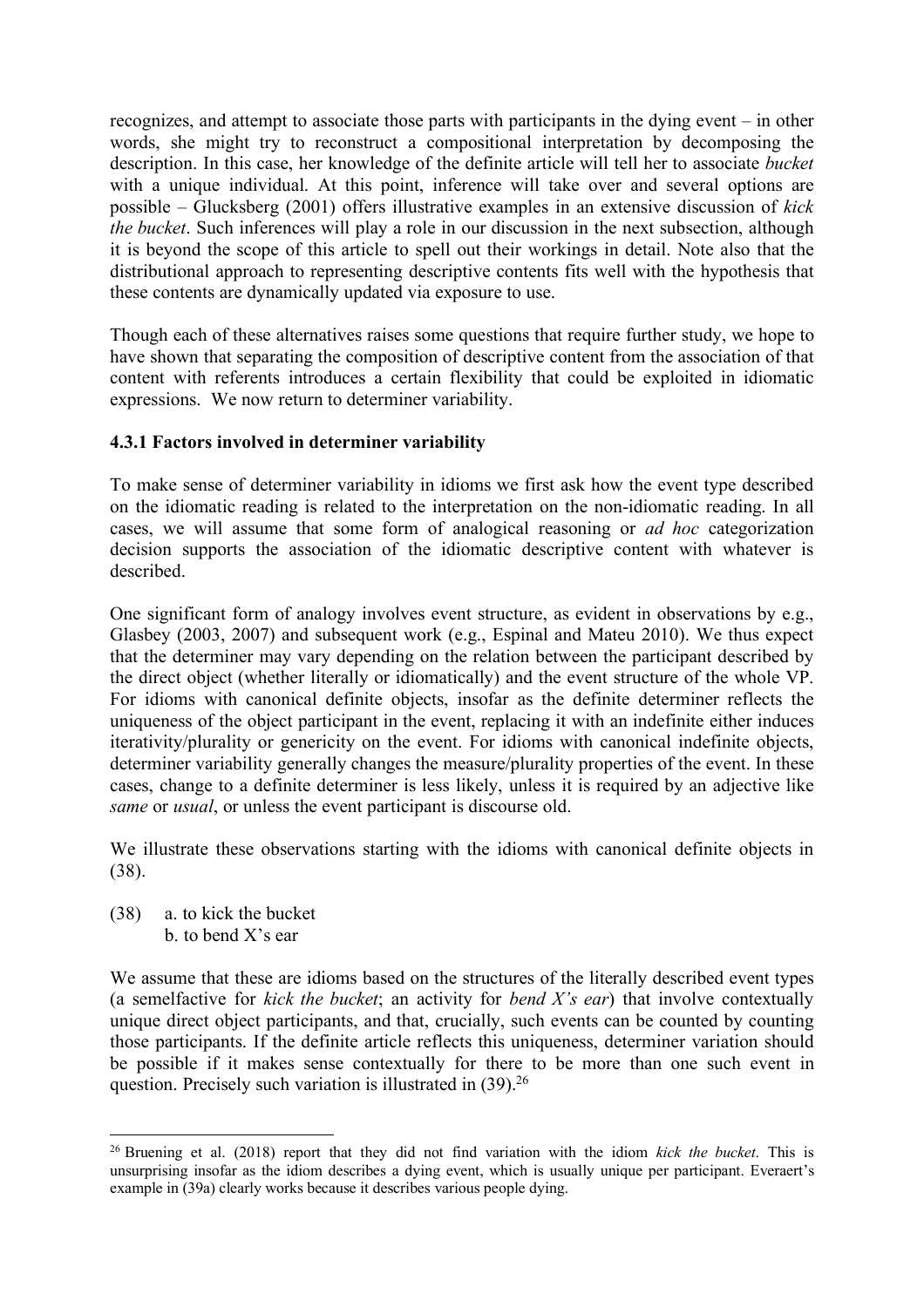recognizes, and attempt to associate those parts with participants in the dying event – in other words, she might try to reconstruct a compositional interpretation by decomposing the description. In this case, her knowledge of the definite article will tell her to associate *bucket* with a unique individual. At this point, inference will take over and several options are possible – Glucksberg (2001) offers illustrative examples in an extensive discussion of *kick the bucket*. Such inferences will play a role in our discussion in the next subsection, although it is beyond the scope of this article to spell out their workings in detail. Note also that the distributional approach to representing descriptive contents fits well with the hypothesis that these contents are dynamically updated via exposure to use.

Though each of these alternatives raises some questions that require further study, we hope to have shown that separating the composition of descriptive content from the association of that content with referents introduces a certain flexibility that could be exploited in idiomatic expressions. We now return to determiner variability.

### 4.3.1 Factors involved in determiner variability

To make sense of determiner variability in idioms we first ask how the event type described on the idiomatic reading is related to the interpretation on the non-idiomatic reading. In all cases, we will assume that some form of analogical reasoning or *ad hoc* categorization decision supports the association of the idiomatic descriptive content with whatever is described.

One significant form of analogy involves event structure, as evident in observations by e.g., Glasbey (2003, 2007) and subsequent work (e.g., Espinal and Mateu 2010). We thus expect that the determiner may vary depending on the relation between the participant described by the direct object (whether literally or idiomatically) and the event structure of the whole VP. For idioms with canonical definite objects, insofar as the definite determiner reflects the uniqueness of the object participant in the event, replacing it with an indefinite either induces iterativity/plurality or genericity on the event. For idioms with canonical indefinite objects, determiner variability generally changes the measure/plurality properties of the event. In these cases, change to a definite determiner is less likely, unless it is required by an adjective like *same* or *usual*, or unless the event participant is discourse old.

We illustrate these observations starting with the idioms with canonical definite objects in (38).

(38) a. to kick the bucket
b. to bend X's ear

We assume that these are idioms based on the structures of the literally described event types (a semelfactive for *kick the bucket*; an activity for *bend X's ear*) that involve contextually unique direct object participants, and that, crucially, such events can be counted by counting those participants. If the definite article reflects this uniqueness, determiner variation should be possible if it makes sense contextually for there to be more than one such event in question. Precisely such variation is illustrated in (39).[26]

[26] Bruening et al. (2018) report that they did not find variation with the idiom *kick the bucket*. This is unsurprising insofar as the idiom describes a dying event, which is usually unique per participant. Everaert's example in (39a) clearly works because it describes various people dying.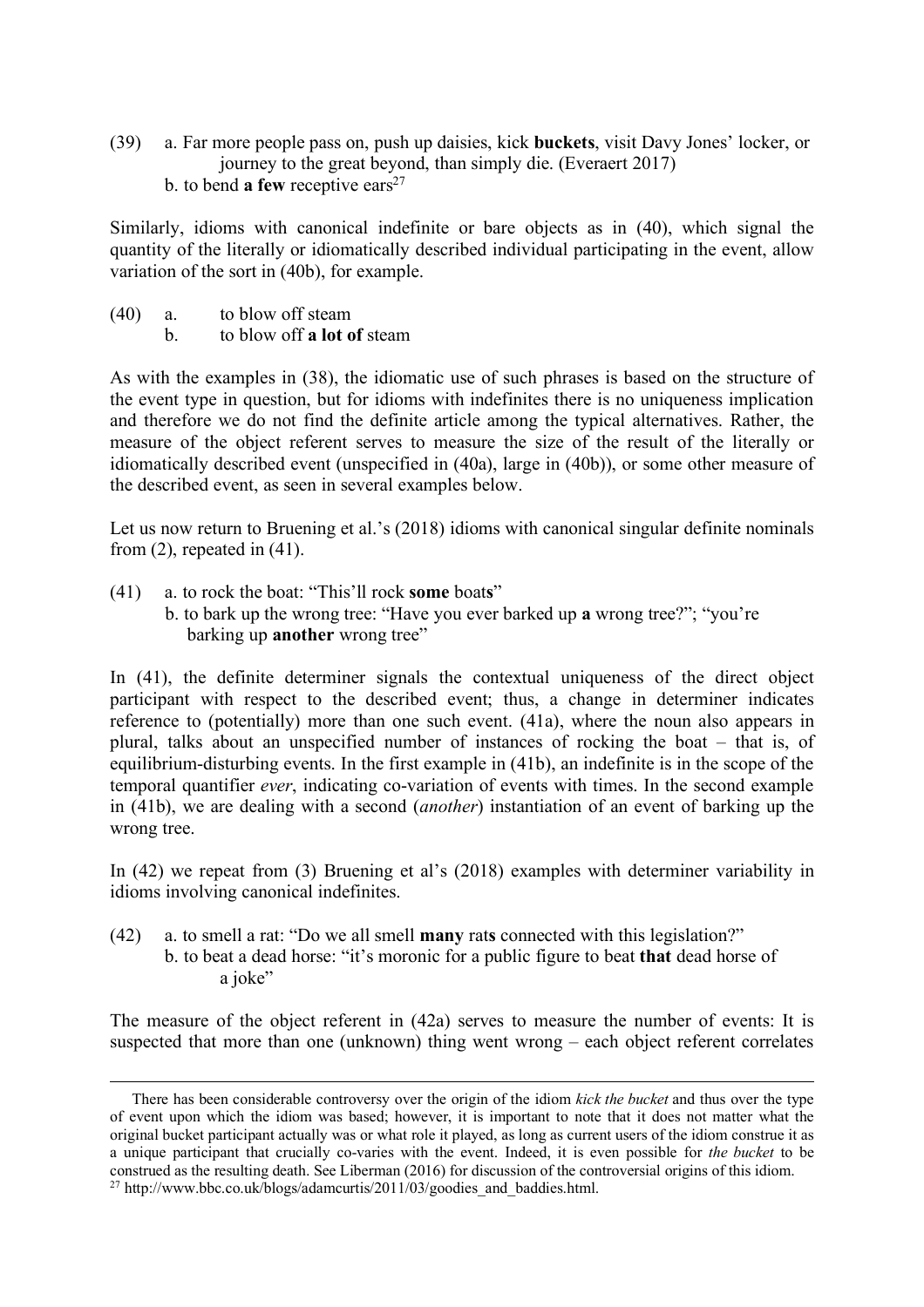(39) a. Far more people pass on, push up daisies, kick **buckets**, visit Davy Jones' locker, or journey to the great beyond, than simply die. (Everaert 2017)

b. to bend **a few** receptive ears[27]

Similarly, idioms with canonical indefinite or bare objects as in (40), which signal the quantity of the literally or idiomatically described individual participating in the event, allow variation of the sort in (40b), for example.

(40) a. to blow off steam

b. to blow off **a lot of** steam

As with the examples in (38), the idiomatic use of such phrases is based on the structure of the event type in question, but for idioms with indefinites there is no uniqueness implication and therefore we do not find the definite article among the typical alternatives. Rather, the measure of the object referent serves to measure the size of the result of the literally or idiomatically described event (unspecified in (40a), large in (40b)), or some other measure of the described event, as seen in several examples below.

Let us now return to Bruening et al.'s (2018) idioms with canonical singular definite nominals from (2), repeated in (41).

(41) a. to rock the boat: "This'll rock **some** boat**s**"

b. to bark up the wrong tree: "Have you ever barked up **a** wrong tree?"; "you're barking up **another** wrong tree"

In (41), the definite determiner signals the contextual uniqueness of the direct object participant with respect to the described event; thus, a change in determiner indicates reference to (potentially) more than one such event. (41a), where the noun also appears in plural, talks about an unspecified number of instances of rocking the boat – that is, of equilibrium-disturbing events. In the first example in (41b), an indefinite is in the scope of the temporal quantifier *ever*, indicating co-variation of events with times. In the second example in (41b), we are dealing with a second (*another*) instantiation of an event of barking up the wrong tree.

In (42) we repeat from (3) Bruening et al's (2018) examples with determiner variability in idioms involving canonical indefinites.

(42) a. to smell a rat: "Do we all smell **many** rat**s** connected with this legislation?"

b. to beat a dead horse: "it's moronic for a public figure to beat **that** dead horse of a joke"

The measure of the object referent in (42a) serves to measure the number of events: It is suspected that more than one (unknown) thing went wrong – each object referent correlates

---

There has been considerable controversy over the origin of the idiom *kick the bucket* and thus over the type of event upon which the idiom was based; however, it is important to note that it does not matter what the original bucket participant actually was or what role it played, as long as current users of the idiom construe it as a unique participant that crucially co-varies with the event. Indeed, it is even possible for *the bucket* to be construed as the resulting death. See Liberman (2016) for discussion of the controversial origins of this idiom.

[27] http://www.bbc.co.uk/blogs/adamcurtis/2011/03/goodies_and_baddies.html.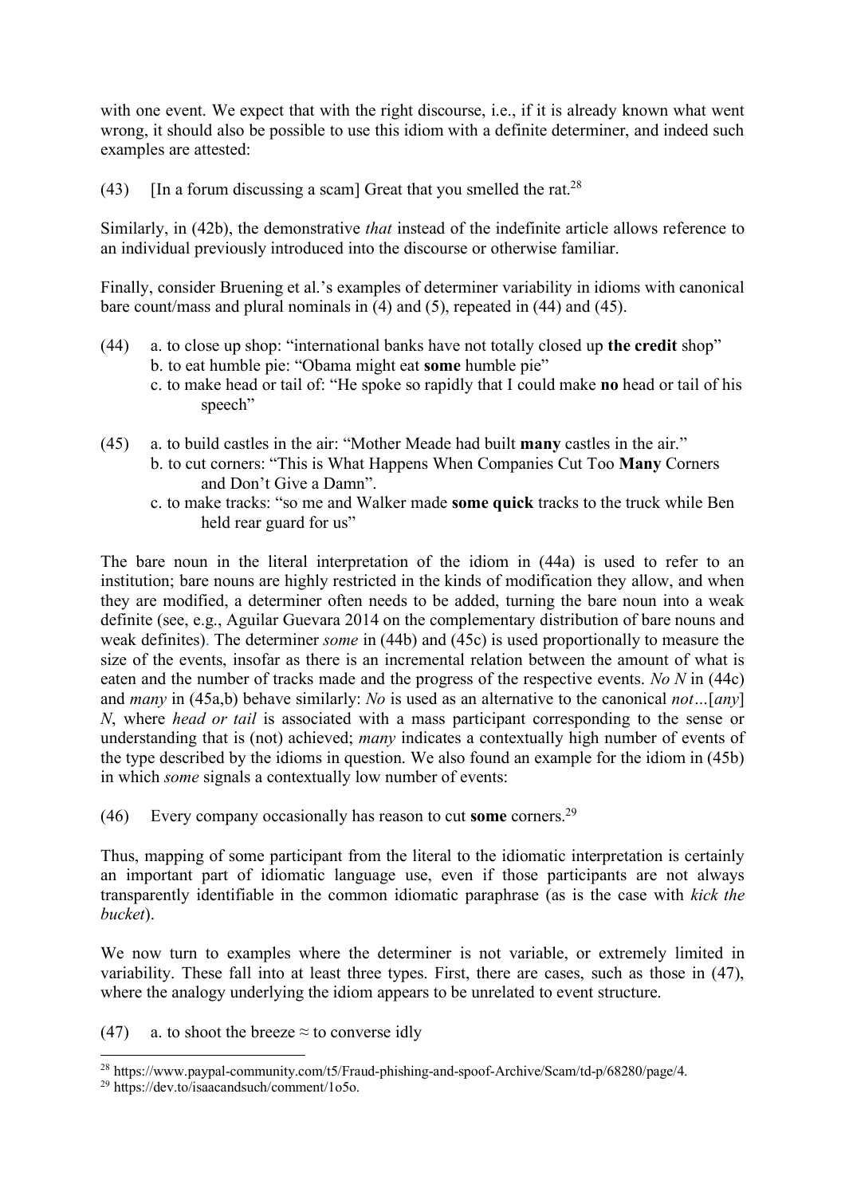with one event. We expect that with the right discourse, i.e., if it is already known what went wrong, it should also be possible to use this idiom with a definite determiner, and indeed such examples are attested:

(43) [In a forum discussing a scam] Great that you smelled the rat.[28]

Similarly, in (42b), the demonstrative *that* instead of the indefinite article allows reference to an individual previously introduced into the discourse or otherwise familiar.

Finally, consider Bruening et al.'s examples of determiner variability in idioms with canonical bare count/mass and plural nominals in (4) and (5), repeated in (44) and (45).

(44) a. to close up shop: "international banks have not totally closed up **the credit** shop"
   b. to eat humble pie: "Obama might eat **some** humble pie"
   c. to make head or tail of: "He spoke so rapidly that I could make **no** head or tail of his speech"

(45) a. to build castles in the air: "Mother Meade had built **many** castles in the air."
   b. to cut corners: "This is What Happens When Companies Cut Too **Many** Corners and Don't Give a Damn".
   c. to make tracks: "so me and Walker made **some quick** tracks to the truck while Ben held rear guard for us"

The bare noun in the literal interpretation of the idiom in (44a) is used to refer to an institution; bare nouns are highly restricted in the kinds of modification they allow, and when they are modified, a determiner often needs to be added, turning the bare noun into a weak definite (see, e.g., Aguilar Guevara 2014 on the complementary distribution of bare nouns and weak definites). The determiner *some* in (44b) and (45c) is used proportionally to measure the size of the events, insofar as there is an incremental relation between the amount of what is eaten and the number of tracks made and the progress of the respective events. *No N* in (44c) and *many* in (45a,b) behave similarly: *No* is used as an alternative to the canonical *not*…[*any*] *N*, where *head or tail* is associated with a mass participant corresponding to the sense or understanding that is (not) achieved; *many* indicates a contextually high number of events of the type described by the idioms in question. We also found an example for the idiom in (45b) in which *some* signals a contextually low number of events:

(46) Every company occasionally has reason to cut **some** corners.[29]

Thus, mapping of some participant from the literal to the idiomatic interpretation is certainly an important part of idiomatic language use, even if those participants are not always transparently identifiable in the common idiomatic paraphrase (as is the case with *kick the bucket*).

We now turn to examples where the determiner is not variable, or extremely limited in variability. These fall into at least three types. First, there are cases, such as those in (47), where the analogy underlying the idiom appears to be unrelated to event structure.

(47) a. to shoot the breeze ≈ to converse idly

---

[28] https://www.paypal-community.com/t5/Fraud-phishing-and-spoof-Archive/Scam/td-p/68280/page/4.

[29] https://dev.to/isaacandsuch/comment/1o5o.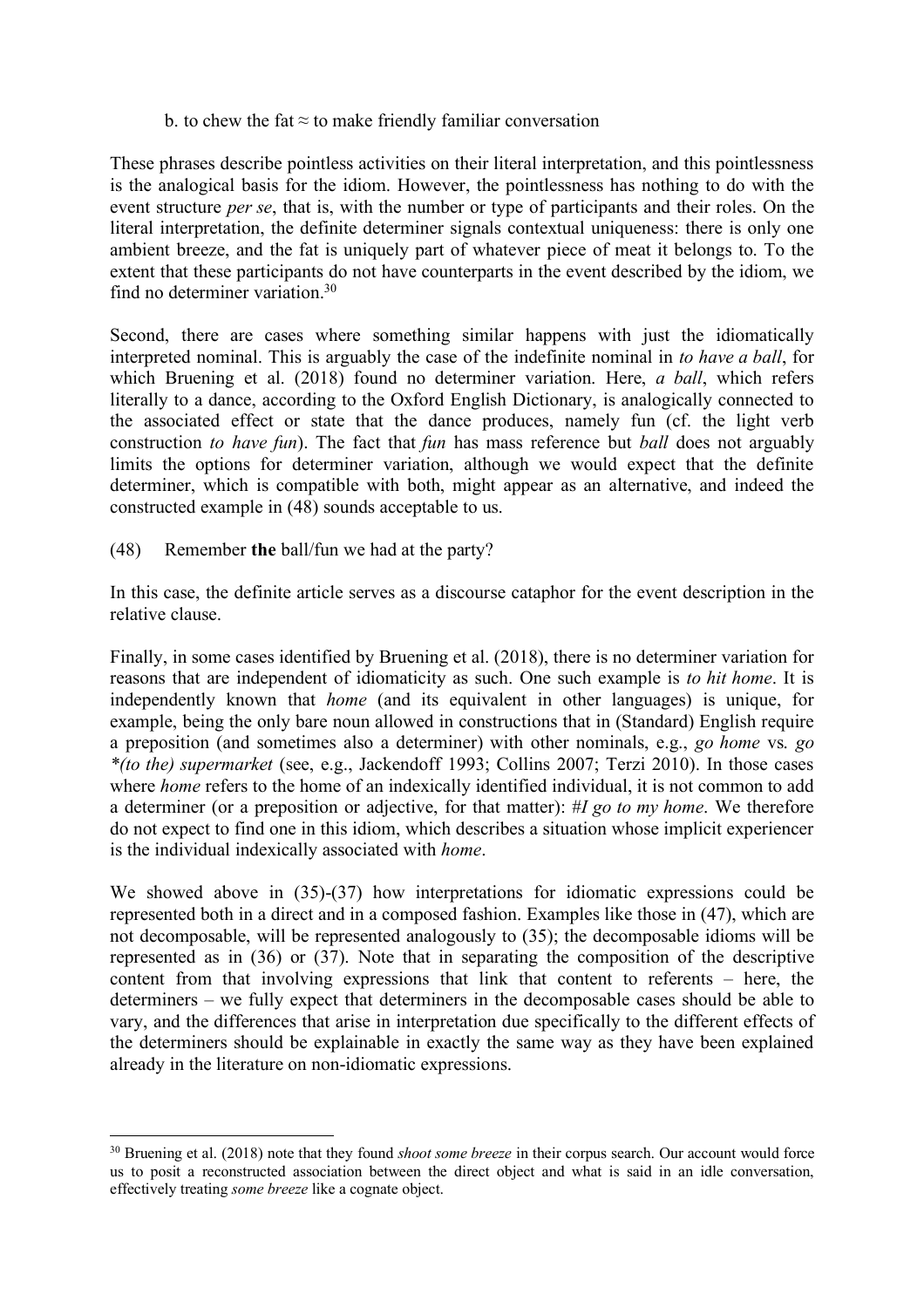b. to chew the fat ≈ to make friendly familiar conversation

These phrases describe pointless activities on their literal interpretation, and this pointlessness is the analogical basis for the idiom. However, the pointlessness has nothing to do with the event structure *per se*, that is, with the number or type of participants and their roles. On the literal interpretation, the definite determiner signals contextual uniqueness: there is only one ambient breeze, and the fat is uniquely part of whatever piece of meat it belongs to. To the extent that these participants do not have counterparts in the event described by the idiom, we find no determiner variation.[30]

Second, there are cases where something similar happens with just the idiomatically interpreted nominal. This is arguably the case of the indefinite nominal in *to have a ball*, for which Bruening et al. (2018) found no determiner variation. Here, *a ball*, which refers literally to a dance, according to the Oxford English Dictionary, is analogically connected to the associated effect or state that the dance produces, namely fun (cf. the light verb construction *to have fun*). The fact that *fun* has mass reference but *ball* does not arguably limits the options for determiner variation, although we would expect that the definite determiner, which is compatible with both, might appear as an alternative, and indeed the constructed example in (48) sounds acceptable to us.

(48) Remember **the** ball/fun we had at the party?

In this case, the definite article serves as a discourse cataphor for the event description in the relative clause.

Finally, in some cases identified by Bruening et al. (2018), there is no determiner variation for reasons that are independent of idiomaticity as such. One such example is *to hit home*. It is independently known that *home* (and its equivalent in other languages) is unique, for example, being the only bare noun allowed in constructions that in (Standard) English require a preposition (and sometimes also a determiner) with other nominals, e.g., *go home* vs. *go \*(to the) supermarket* (see, e.g., Jackendoff 1993; Collins 2007; Terzi 2010). In those cases where *home* refers to the home of an indexically identified individual, it is not common to add a determiner (or a preposition or adjective, for that matter): *#I go to my home*. We therefore do not expect to find one in this idiom, which describes a situation whose implicit experiencer is the individual indexically associated with *home*.

We showed above in (35)-(37) how interpretations for idiomatic expressions could be represented both in a direct and in a composed fashion. Examples like those in (47), which are not decomposable, will be represented analogously to (35); the decomposable idioms will be represented as in (36) or (37). Note that in separating the composition of the descriptive content from that involving expressions that link that content to referents – here, the determiners – we fully expect that determiners in the decomposable cases should be able to vary, and the differences that arise in interpretation due specifically to the different effects of the determiners should be explainable in exactly the same way as they have been explained already in the literature on non-idiomatic expressions.

[30] Bruening et al. (2018) note that they found *shoot some breeze* in their corpus search. Our account would force us to posit a reconstructed association between the direct object and what is said in an idle conversation, effectively treating *some breeze* like a cognate object.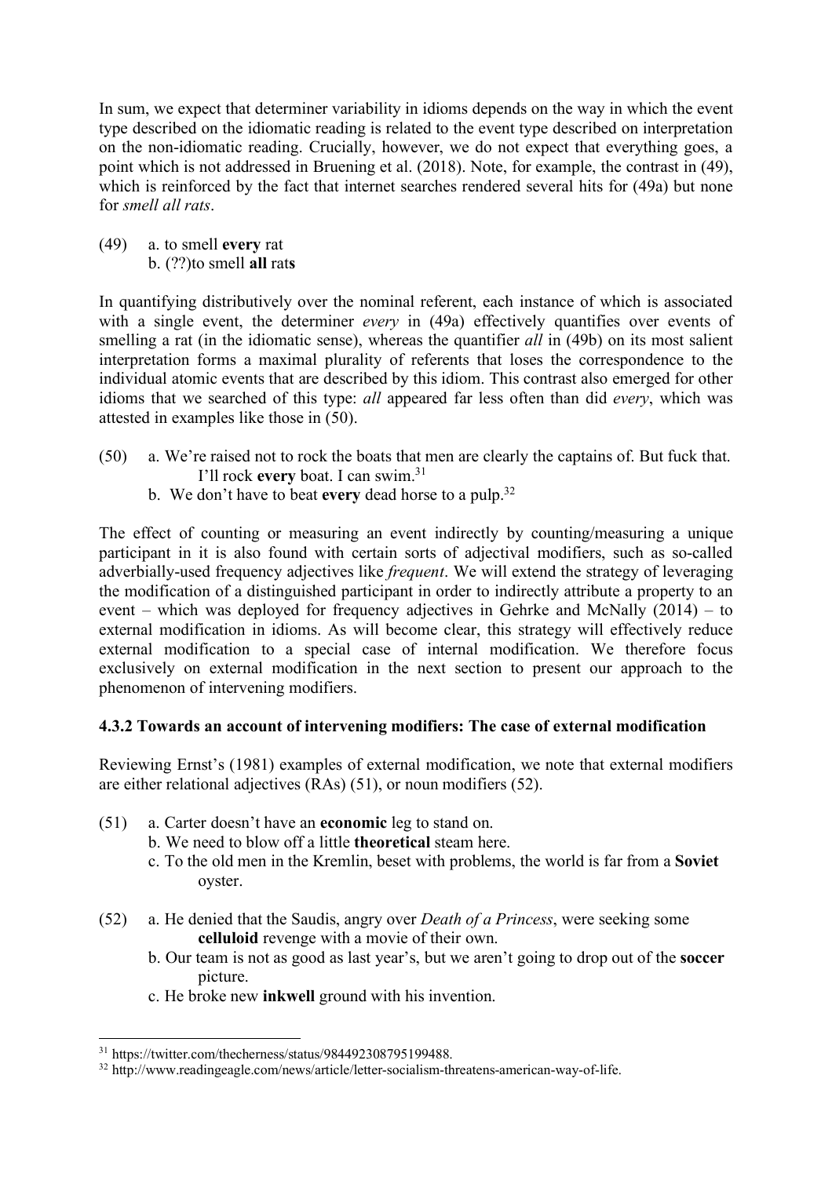In sum, we expect that determiner variability in idioms depends on the way in which the event type described on the idiomatic reading is related to the event type described on interpretation on the non-idiomatic reading. Crucially, however, we do not expect that everything goes, a point which is not addressed in Bruening et al. (2018). Note, for example, the contrast in (49), which is reinforced by the fact that internet searches rendered several hits for (49a) but none for *smell all rats*.

(49) a. to smell **every** rat
 b. (??)to smell **all** rat**s**

In quantifying distributively over the nominal referent, each instance of which is associated with a single event, the determiner *every* in (49a) effectively quantifies over events of smelling a rat (in the idiomatic sense), whereas the quantifier *all* in (49b) on its most salient interpretation forms a maximal plurality of referents that loses the correspondence to the individual atomic events that are described by this idiom. This contrast also emerged for other idioms that we searched of this type: *all* appeared far less often than did *every*, which was attested in examples like those in (50).

(50) a. We're raised not to rock the boats that men are clearly the captains of. But fuck that. I'll rock **every** boat. I can swim.[31]
 b. We don't have to beat **every** dead horse to a pulp.[32]

The effect of counting or measuring an event indirectly by counting/measuring a unique participant in it is also found with certain sorts of adjectival modifiers, such as so-called adverbially-used frequency adjectives like *frequent*. We will extend the strategy of leveraging the modification of a distinguished participant in order to indirectly attribute a property to an event – which was deployed for frequency adjectives in Gehrke and McNally (2014) – to external modification in idioms. As will become clear, this strategy will effectively reduce external modification to a special case of internal modification. We therefore focus exclusively on external modification in the next section to present our approach to the phenomenon of intervening modifiers.

### 4.3.2 Towards an account of intervening modifiers: The case of external modification

Reviewing Ernst's (1981) examples of external modification, we note that external modifiers are either relational adjectives (RAs) (51), or noun modifiers (52).

(51) a. Carter doesn't have an **economic** leg to stand on.
 b. We need to blow off a little **theoretical** steam here.
 c. To the old men in the Kremlin, beset with problems, the world is far from a **Soviet** oyster.

(52) a. He denied that the Saudis, angry over *Death of a Princess*, were seeking some **celluloid** revenge with a movie of their own.
 b. Our team is not as good as last year's, but we aren't going to drop out of the **soccer** picture.
 c. He broke new **inkwell** ground with his invention.

---

[31] https://twitter.com/thecherness/status/984492308795199488.

[32] http://www.readingeagle.com/news/article/letter-socialism-threatens-american-way-of-life.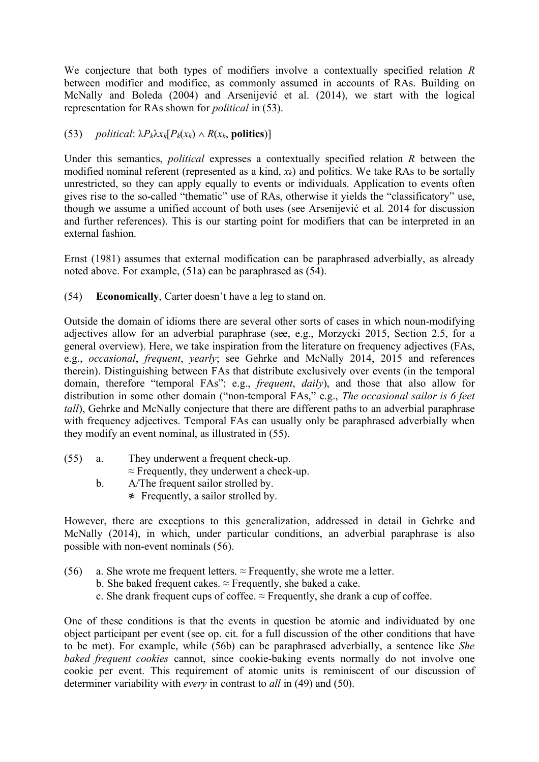We conjecture that both types of modifiers involve a contextually specified relation *R* between modifier and modifiee, as commonly assumed in accounts of RAs. Building on McNally and Boleda (2004) and Arsenijević et al. (2014), we start with the logical representation for RAs shown for *political* in (53).

(53) *political*: $\lambda P_k \lambda x_k[P_k(x_k) \wedge R(x_k, \textbf{politics})]$

Under this semantics, *political* expresses a contextually specified relation *R* between the modified nominal referent (represented as a kind, $x_k$) and politics. We take RAs to be sortally unrestricted, so they can apply equally to events or individuals. Application to events often gives rise to the so-called "thematic" use of RAs, otherwise it yields the "classificatory" use, though we assume a unified account of both uses (see Arsenijević et al. 2014 for discussion and further references). This is our starting point for modifiers that can be interpreted in an external fashion.

Ernst (1981) assumes that external modification can be paraphrased adverbially, as already noted above. For example, (51a) can be paraphrased as (54).

(54) **Economically**, Carter doesn't have a leg to stand on.

Outside the domain of idioms there are several other sorts of cases in which noun-modifying adjectives allow for an adverbial paraphrase (see, e.g., Morzycki 2015, Section 2.5, for a general overview). Here, we take inspiration from the literature on frequency adjectives (FAs, e.g., *occasional*, *frequent*, *yearly*; see Gehrke and McNally 2014, 2015 and references therein). Distinguishing between FAs that distribute exclusively over events (in the temporal domain, therefore "temporal FAs"; e.g., *frequent*, *daily*), and those that also allow for distribution in some other domain ("non-temporal FAs," e.g., *The occasional sailor is 6 feet tall*), Gehrke and McNally conjecture that there are different paths to an adverbial paraphrase with frequency adjectives. Temporal FAs can usually only be paraphrased adverbially when they modify an event nominal, as illustrated in (55).

(55) a. They underwent a frequent check-up.
≈ Frequently, they underwent a check-up.
b. A/The frequent sailor strolled by.
≉ Frequently, a sailor strolled by.

However, there are exceptions to this generalization, addressed in detail in Gehrke and McNally (2014), in which, under particular conditions, an adverbial paraphrase is also possible with non-event nominals (56).

(56) a. She wrote me frequent letters. ≈ Frequently, she wrote me a letter.
b. She baked frequent cakes. ≈ Frequently, she baked a cake.
c. She drank frequent cups of coffee. ≈ Frequently, she drank a cup of coffee.

One of these conditions is that the events in question be atomic and individuated by one object participant per event (see op. cit. for a full discussion of the other conditions that have to be met). For example, while (56b) can be paraphrased adverbially, a sentence like *She baked frequent cookies* cannot, since cookie-baking events normally do not involve one cookie per event. This requirement of atomic units is reminiscent of our discussion of determiner variability with *every* in contrast to *all* in (49) and (50).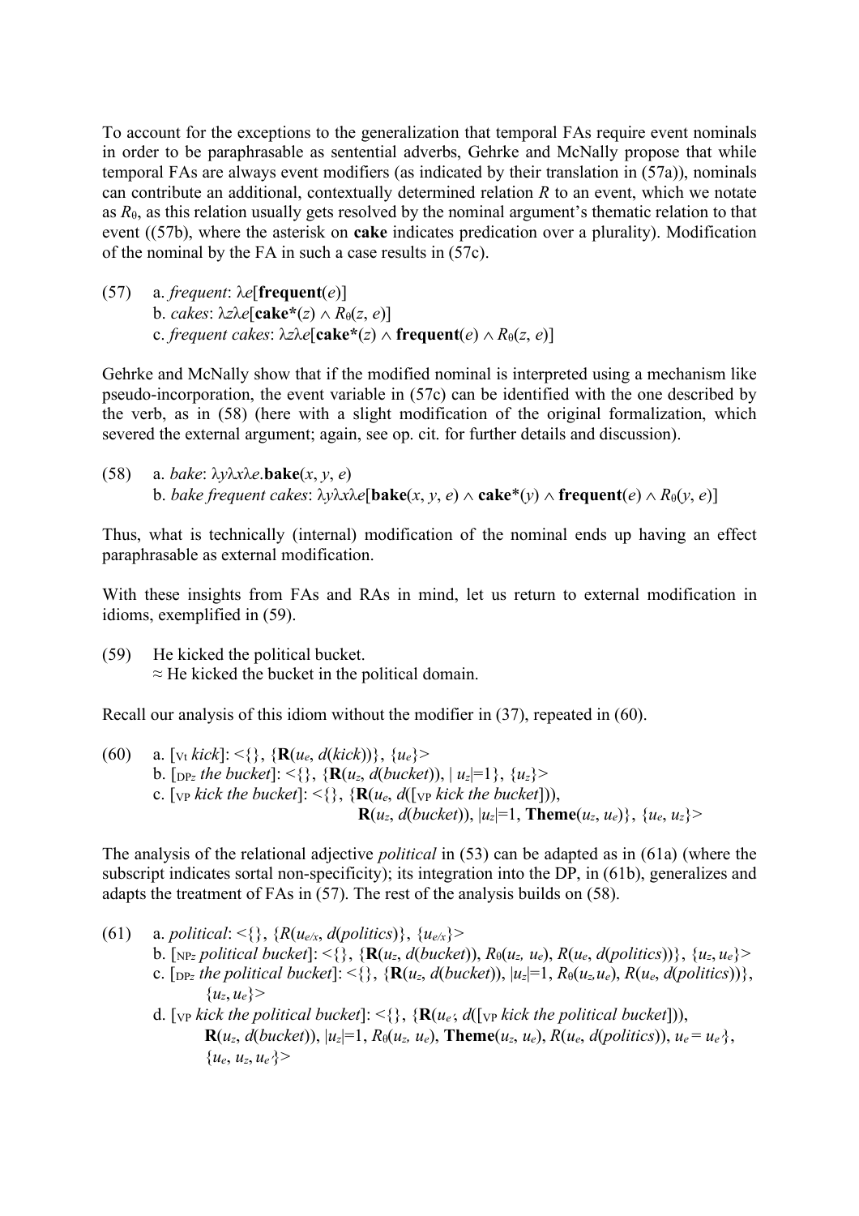To account for the exceptions to the generalization that temporal FAs require event nominals in order to be paraphrasable as sentential adverbs, Gehrke and McNally propose that while temporal FAs are always event modifiers (as indicated by their translation in (57a)), nominals can contribute an additional, contextually determined relation $R$ to an event, which we notate as $R_\theta$, as this relation usually gets resolved by the nominal argument's thematic relation to that event ((57b), where the asterisk on **cake** indicates predication over a plurality). Modification of the nominal by the FA in such a case results in (57c).

(57) a. *frequent*: $\lambda e[\mathbf{frequent}(e)]$
b. *cakes*: $\lambda z \lambda e[\mathbf{cake^*}(z) \wedge R_\theta(z, e)]$
c. *frequent cakes*: $\lambda z \lambda e[\mathbf{cake^*}(z) \wedge \mathbf{frequent}(e) \wedge R_\theta(z, e)]$

Gehrke and McNally show that if the modified nominal is interpreted using a mechanism like pseudo-incorporation, the event variable in (57c) can be identified with the one described by the verb, as in (58) (here with a slight modification of the original formalization, which severed the external argument; again, see op. cit. for further details and discussion).

(58) a. *bake*: $\lambda y \lambda x \lambda e.\mathbf{bake}(x, y, e)$
b. *bake frequent cakes*: $\lambda y \lambda x \lambda e[\mathbf{bake}(x, y, e) \wedge \mathbf{cake^*}(y) \wedge \mathbf{frequent}(e) \wedge R_\theta(y, e)]$

Thus, what is technically (internal) modification of the nominal ends up having an effect paraphrasable as external modification.

With these insights from FAs and RAs in mind, let us return to external modification in idioms, exemplified in (59).

(59) He kicked the political bucket.
≈ He kicked the bucket in the political domain.

Recall our analysis of this idiom without the modifier in (37), repeated in (60).

(60) a. $[_{\mathrm{Vt}}$ *kick*$]$: $<\{\}, \{\mathbf{R}(u_e, d(kick))\}, \{u_e\}>$
b. $[_{\mathrm{DP}z}$ *the bucket*$]$: $<\{\}, \{\mathbf{R}(u_z, d(bucket)), |u_z|=1\}, \{u_z\}>$
c. $[_{\mathrm{VP}}$ *kick the bucket*$]$: $<\{\}, \{\mathbf{R}(u_e, d([_{\mathrm{VP}}\ kick\ the\ bucket])),$
$\mathbf{R}(u_z, d(bucket)), |u_z|=1, \mathbf{Theme}(u_z, u_e)\}, \{u_e, u_z\}>$

The analysis of the relational adjective *political* in (53) can be adapted as in (61a) (where the subscript indicates sortal non-specificity); its integration into the DP, in (61b), generalizes and adapts the treatment of FAs in (57). The rest of the analysis builds on (58).

(61) a. *political*: $<\{\}, \{R(u_{e/x}, d(politics)\}, \{u_{e/x}\}>$
b. $[_{\mathrm{NP}z}$ *political bucket*$]$: $<\{\}, \{\mathbf{R}(u_z, d(bucket)), R_\theta(u_z, u_e), R(u_e, d(politics))\}, \{u_z, u_e\}>$
c. $[_{\mathrm{DP}z}$ *the political bucket*$]$: $<\{\}, \{\mathbf{R}(u_z, d(bucket)), |u_z|=1, R_\theta(u_z, u_e), R(u_e, d(politics))\},$
$\{u_z, u_e\}>$
d. $[_{\mathrm{VP}}$ *kick the political bucket*$]$: $<\{\}, \{\mathbf{R}(u_{e'}, d([_{\mathrm{VP}}\ kick\ the\ political\ bucket])),$
$\mathbf{R}(u_z, d(bucket)), |u_z|=1, R_\theta(u_z, u_e), \mathbf{Theme}(u_z, u_e), R(u_e, d(politics)), u_e = u_{e'}\},$
$\{u_e, u_z, u_{e'}\}>$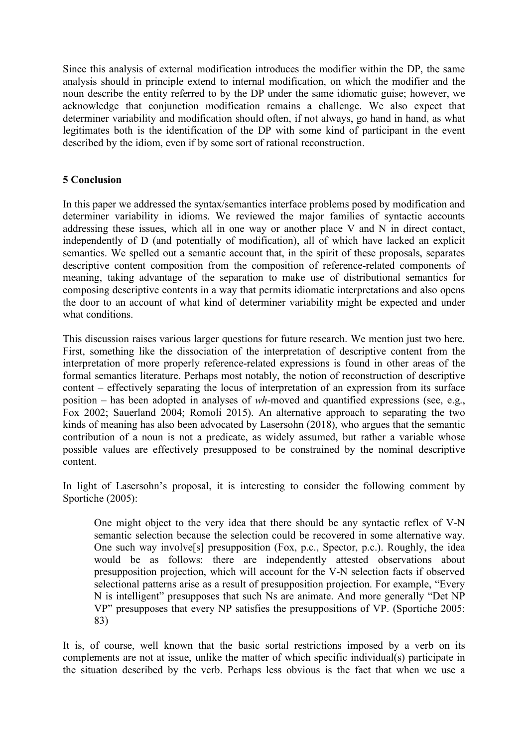Since this analysis of external modification introduces the modifier within the DP, the same analysis should in principle extend to internal modification, on which the modifier and the noun describe the entity referred to by the DP under the same idiomatic guise; however, we acknowledge that conjunction modification remains a challenge. We also expect that determiner variability and modification should often, if not always, go hand in hand, as what legitimates both is the identification of the DP with some kind of participant in the event described by the idiom, even if by some sort of rational reconstruction.

## 5 Conclusion

In this paper we addressed the syntax/semantics interface problems posed by modification and determiner variability in idioms. We reviewed the major families of syntactic accounts addressing these issues, which all in one way or another place V and N in direct contact, independently of D (and potentially of modification), all of which have lacked an explicit semantics. We spelled out a semantic account that, in the spirit of these proposals, separates descriptive content composition from the composition of reference-related components of meaning, taking advantage of the separation to make use of distributional semantics for composing descriptive contents in a way that permits idiomatic interpretations and also opens the door to an account of what kind of determiner variability might be expected and under what conditions.

This discussion raises various larger questions for future research. We mention just two here. First, something like the dissociation of the interpretation of descriptive content from the interpretation of more properly reference-related expressions is found in other areas of the formal semantics literature. Perhaps most notably, the notion of reconstruction of descriptive content – effectively separating the locus of interpretation of an expression from its surface position – has been adopted in analyses of *wh*-moved and quantified expressions (see, e.g., Fox 2002; Sauerland 2004; Romoli 2015). An alternative approach to separating the two kinds of meaning has also been advocated by Lasersohn (2018), who argues that the semantic contribution of a noun is not a predicate, as widely assumed, but rather a variable whose possible values are effectively presupposed to be constrained by the nominal descriptive content.

In light of Lasersohn's proposal, it is interesting to consider the following comment by Sportiche (2005):

> One might object to the very idea that there should be any syntactic reflex of V-N semantic selection because the selection could be recovered in some alternative way. One such way involve[s] presupposition (Fox, p.c., Spector, p.c.). Roughly, the idea would be as follows: there are independently attested observations about presupposition projection, which will account for the V-N selection facts if observed selectional patterns arise as a result of presupposition projection. For example, "Every N is intelligent" presupposes that such Ns are animate. And more generally "Det NP VP" presupposes that every NP satisfies the presuppositions of VP. (Sportiche 2005: 83)

It is, of course, well known that the basic sortal restrictions imposed by a verb on its complements are not at issue, unlike the matter of which specific individual(s) participate in the situation described by the verb. Perhaps less obvious is the fact that when we use a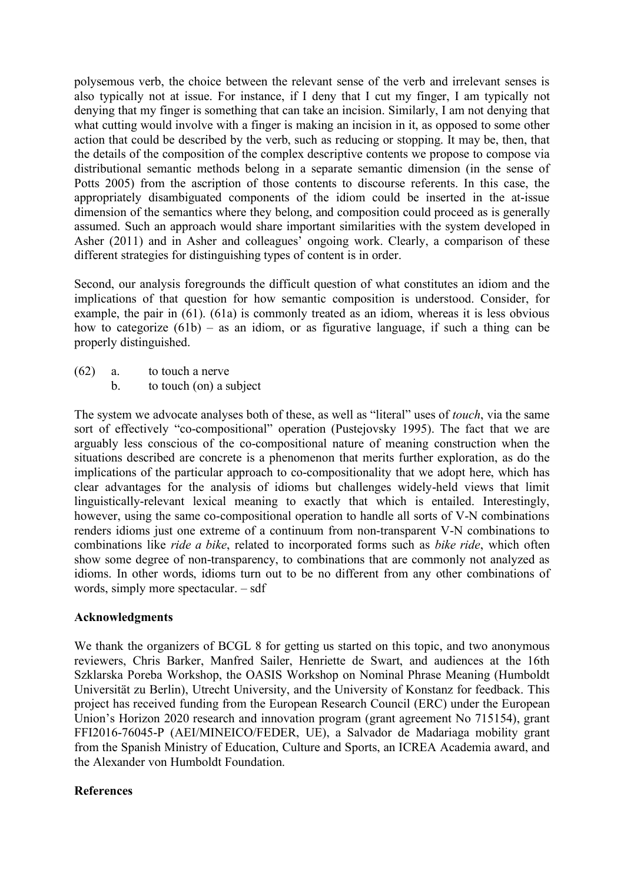polysemous verb, the choice between the relevant sense of the verb and irrelevant senses is also typically not at issue. For instance, if I deny that I cut my finger, I am typically not denying that my finger is something that can take an incision. Similarly, I am not denying that what cutting would involve with a finger is making an incision in it, as opposed to some other action that could be described by the verb, such as reducing or stopping. It may be, then, that the details of the composition of the complex descriptive contents we propose to compose via distributional semantic methods belong in a separate semantic dimension (in the sense of Potts 2005) from the ascription of those contents to discourse referents. In this case, the appropriately disambiguated components of the idiom could be inserted in the at-issue dimension of the semantics where they belong, and composition could proceed as is generally assumed. Such an approach would share important similarities with the system developed in Asher (2011) and in Asher and colleagues' ongoing work. Clearly, a comparison of these different strategies for distinguishing types of content is in order.

Second, our analysis foregrounds the difficult question of what constitutes an idiom and the implications of that question for how semantic composition is understood. Consider, for example, the pair in (61). (61a) is commonly treated as an idiom, whereas it is less obvious how to categorize (61b) – as an idiom, or as figurative language, if such a thing can be properly distinguished.

(62) a. to touch a nerve
     b. to touch (on) a subject

The system we advocate analyses both of these, as well as "literal" uses of *touch*, via the same sort of effectively "co-compositional" operation (Pustejovsky 1995). The fact that we are arguably less conscious of the co-compositional nature of meaning construction when the situations described are concrete is a phenomenon that merits further exploration, as do the implications of the particular approach to co-compositionality that we adopt here, which has clear advantages for the analysis of idioms but challenges widely-held views that limit linguistically-relevant lexical meaning to exactly that which is entailed. Interestingly, however, using the same co-compositional operation to handle all sorts of V-N combinations renders idioms just one extreme of a continuum from non-transparent V-N combinations to combinations like *ride a bike*, related to incorporated forms such as *bike ride*, which often show some degree of non-transparency, to combinations that are commonly not analyzed as idioms. In other words, idioms turn out to be no different from any other combinations of words, simply more spectacular. – sdf

## Acknowledgments

We thank the organizers of BCGL 8 for getting us started on this topic, and two anonymous reviewers, Chris Barker, Manfred Sailer, Henriette de Swart, and audiences at the 16th Szklarska Poreba Workshop, the OASIS Workshop on Nominal Phrase Meaning (Humboldt Universität zu Berlin), Utrecht University, and the University of Konstanz for feedback. This project has received funding from the European Research Council (ERC) under the European Union's Horizon 2020 research and innovation program (grant agreement No 715154), grant FFI2016-76045-P (AEI/MINEICO/FEDER, UE), a Salvador de Madariaga mobility grant from the Spanish Ministry of Education, Culture and Sports, an ICREA Academia award, and the Alexander von Humboldt Foundation.

## References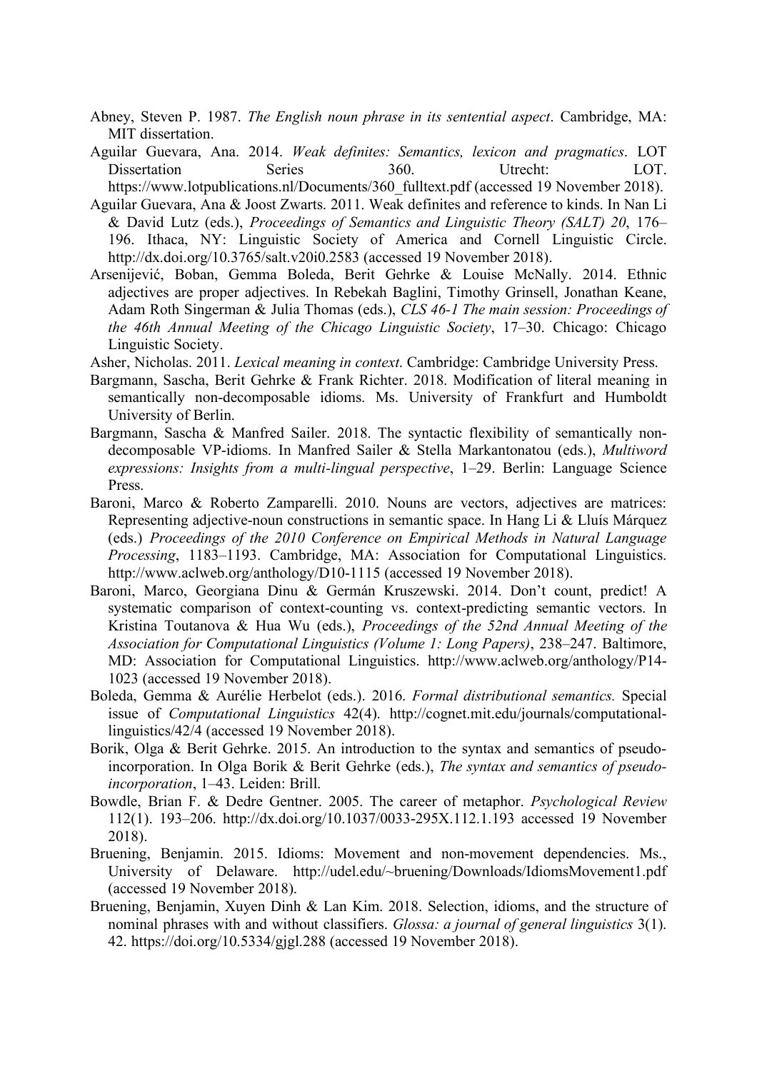Abney, Steven P. 1987. *The English noun phrase in its sentential aspect*. Cambridge, MA: MIT dissertation.

Aguilar Guevara, Ana. 2014. *Weak definites: Semantics, lexicon and pragmatics*. LOT Dissertation Series 360. Utrecht: LOT. https://www.lotpublications.nl/Documents/360_fulltext.pdf (accessed 19 November 2018).

Aguilar Guevara, Ana & Joost Zwarts. 2011. Weak definites and reference to kinds. In Nan Li & David Lutz (eds.), *Proceedings of Semantics and Linguistic Theory (SALT) 20*, 176–196. Ithaca, NY: Linguistic Society of America and Cornell Linguistic Circle. http://dx.doi.org/10.3765/salt.v20i0.2583 (accessed 19 November 2018).

Arsenijević, Boban, Gemma Boleda, Berit Gehrke & Louise McNally. 2014. Ethnic adjectives are proper adjectives. In Rebekah Baglini, Timothy Grinsell, Jonathan Keane, Adam Roth Singerman & Julia Thomas (eds.), *CLS 46-1 The main session: Proceedings of the 46th Annual Meeting of the Chicago Linguistic Society*, 17–30. Chicago: Chicago Linguistic Society.

Asher, Nicholas. 2011. *Lexical meaning in context*. Cambridge: Cambridge University Press.

Bargmann, Sascha, Berit Gehrke & Frank Richter. 2018. Modification of literal meaning in semantically non-decomposable idioms. Ms. University of Frankfurt and Humboldt University of Berlin.

Bargmann, Sascha & Manfred Sailer. 2018. The syntactic flexibility of semantically non-decomposable VP-idioms. In Manfred Sailer & Stella Markantonatou (eds.), *Multiword expressions: Insights from a multi-lingual perspective*, 1–29. Berlin: Language Science Press.

Baroni, Marco & Roberto Zamparelli. 2010. Nouns are vectors, adjectives are matrices: Representing adjective-noun constructions in semantic space. In Hang Li & Lluís Márquez (eds.) *Proceedings of the 2010 Conference on Empirical Methods in Natural Language Processing*, 1183–1193. Cambridge, MA: Association for Computational Linguistics. http://www.aclweb.org/anthology/D10-1115 (accessed 19 November 2018).

Baroni, Marco, Georgiana Dinu & Germán Kruszewski. 2014. Don't count, predict! A systematic comparison of context-counting vs. context-predicting semantic vectors. In Kristina Toutanova & Hua Wu (eds.), *Proceedings of the 52nd Annual Meeting of the Association for Computational Linguistics (Volume 1: Long Papers)*, 238–247. Baltimore, MD: Association for Computational Linguistics. http://www.aclweb.org/anthology/P14-1023 (accessed 19 November 2018).

Boleda, Gemma & Aurélie Herbelot (eds.). 2016. *Formal distributional semantics.* Special issue of *Computational Linguistics* 42(4). http://cognet.mit.edu/journals/computational-linguistics/42/4 (accessed 19 November 2018).

Borik, Olga & Berit Gehrke. 2015. An introduction to the syntax and semantics of pseudo-incorporation. In Olga Borik & Berit Gehrke (eds.), *The syntax and semantics of pseudo-incorporation*, 1–43. Leiden: Brill.

Bowdle, Brian F. & Dedre Gentner. 2005. The career of metaphor. *Psychological Review* 112(1). 193–206. http://dx.doi.org/10.1037/0033-295X.112.1.193 accessed 19 November 2018).

Bruening, Benjamin. 2015. Idioms: Movement and non-movement dependencies. Ms., University of Delaware. http://udel.edu/~bruening/Downloads/IdiomsMovement1.pdf (accessed 19 November 2018).

Bruening, Benjamin, Xuyen Dinh & Lan Kim. 2018. Selection, idioms, and the structure of nominal phrases with and without classifiers. *Glossa: a journal of general linguistics* 3(1). 42. https://doi.org/10.5334/gjgl.288 (accessed 19 November 2018).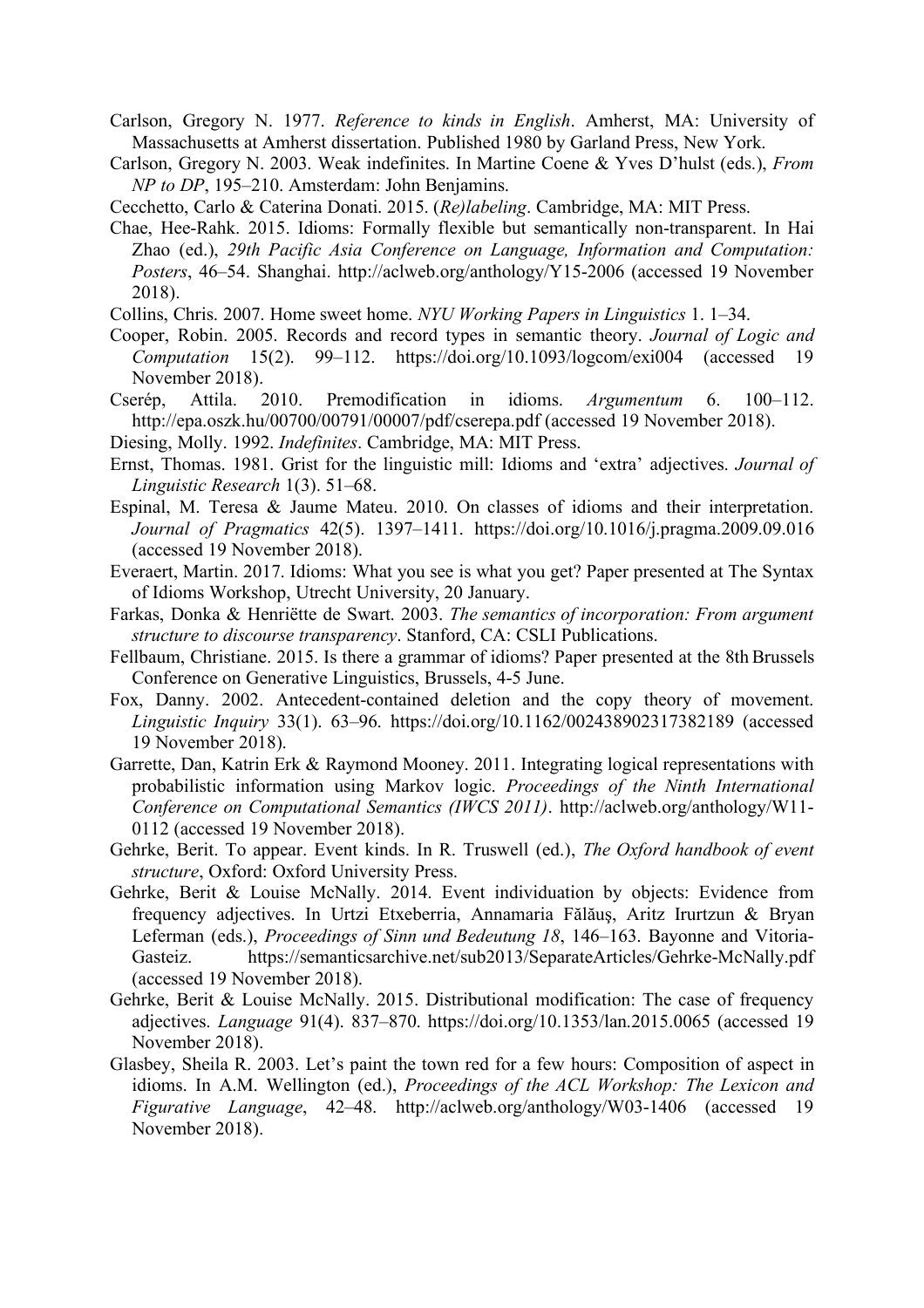Carlson, Gregory N. 1977. *Reference to kinds in English*. Amherst, MA: University of Massachusetts at Amherst dissertation. Published 1980 by Garland Press, New York.

Carlson, Gregory N. 2003. Weak indefinites. In Martine Coene & Yves D'hulst (eds.), *From NP to DP*, 195–210. Amsterdam: John Benjamins.

Cecchetto, Carlo & Caterina Donati. 2015. *(Re)labeling*. Cambridge, MA: MIT Press.

Chae, Hee-Rahk. 2015. Idioms: Formally flexible but semantically non-transparent. In Hai Zhao (ed.), *29th Pacific Asia Conference on Language, Information and Computation: Posters*, 46–54. Shanghai. http://aclweb.org/anthology/Y15-2006 (accessed 19 November 2018).

Collins, Chris. 2007. Home sweet home. *NYU Working Papers in Linguistics* 1. 1–34.

Cooper, Robin. 2005. Records and record types in semantic theory. *Journal of Logic and Computation* 15(2). 99–112. https://doi.org/10.1093/logcom/exi004 (accessed 19 November 2018).

Cserép, Attila. 2010. Premodification in idioms. *Argumentum* 6. 100–112. http://epa.oszk.hu/00700/00791/00007/pdf/cserepa.pdf (accessed 19 November 2018).

Diesing, Molly. 1992. *Indefinites*. Cambridge, MA: MIT Press.

Ernst, Thomas. 1981. Grist for the linguistic mill: Idioms and 'extra' adjectives. *Journal of Linguistic Research* 1(3). 51–68.

Espinal, M. Teresa & Jaume Mateu. 2010. On classes of idioms and their interpretation. *Journal of Pragmatics* 42(5). 1397–1411. https://doi.org/10.1016/j.pragma.2009.09.016 (accessed 19 November 2018).

Everaert, Martin. 2017. Idioms: What you see is what you get? Paper presented at The Syntax of Idioms Workshop, Utrecht University, 20 January.

Farkas, Donka & Henriëtte de Swart. 2003. *The semantics of incorporation: From argument structure to discourse transparency*. Stanford, CA: CSLI Publications.

Fellbaum, Christiane. 2015. Is there a grammar of idioms? Paper presented at the 8th Brussels Conference on Generative Linguistics, Brussels, 4-5 June.

Fox, Danny. 2002. Antecedent-contained deletion and the copy theory of movement. *Linguistic Inquiry* 33(1). 63–96. https://doi.org/10.1162/002438902317382189 (accessed 19 November 2018).

Garrette, Dan, Katrin Erk & Raymond Mooney. 2011. Integrating logical representations with probabilistic information using Markov logic. *Proceedings of the Ninth International Conference on Computational Semantics (IWCS 2011)*. http://aclweb.org/anthology/W11-0112 (accessed 19 November 2018).

Gehrke, Berit. To appear. Event kinds. In R. Truswell (ed.), *The Oxford handbook of event structure*, Oxford: Oxford University Press.

Gehrke, Berit & Louise McNally. 2014. Event individuation by objects: Evidence from frequency adjectives. In Urtzi Etxeberria, Annamaria Fălăuş, Aritz Irurtzun & Bryan Leferman (eds.), *Proceedings of Sinn und Bedeutung 18*, 146–163. Bayonne and Vitoria-Gasteiz. https://semanticsarchive.net/sub2013/SeparateArticles/Gehrke-McNally.pdf (accessed 19 November 2018).

Gehrke, Berit & Louise McNally. 2015. Distributional modification: The case of frequency adjectives. *Language* 91(4). 837–870. https://doi.org/10.1353/lan.2015.0065 (accessed 19 November 2018).

Glasbey, Sheila R. 2003. Let's paint the town red for a few hours: Composition of aspect in idioms. In A.M. Wellington (ed.), *Proceedings of the ACL Workshop: The Lexicon and Figurative Language*, 42–48. http://aclweb.org/anthology/W03-1406 (accessed 19 November 2018).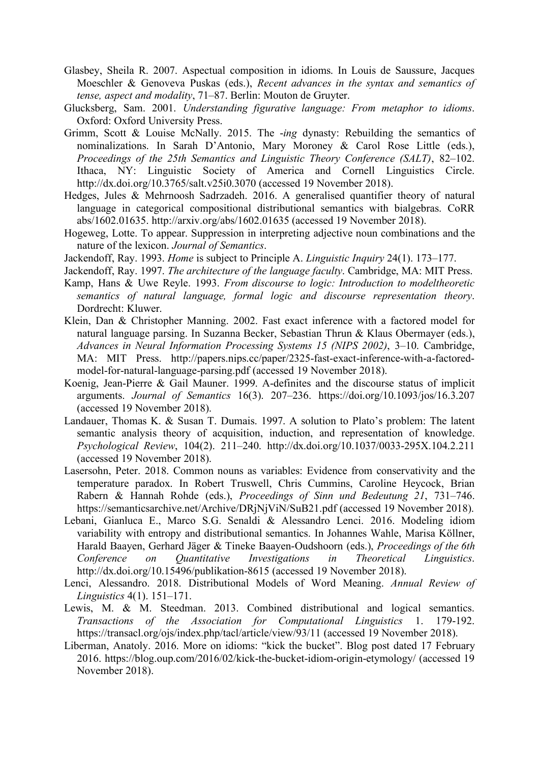Glasbey, Sheila R. 2007. Aspectual composition in idioms. In Louis de Saussure, Jacques Moeschler & Genoveva Puskas (eds.), *Recent advances in the syntax and semantics of tense, aspect and modality*, 71–87. Berlin: Mouton de Gruyter.

Glucksberg, Sam. 2001. *Understanding figurative language: From metaphor to idioms*. Oxford: Oxford University Press.

Grimm, Scott & Louise McNally. 2015. The *-ing* dynasty: Rebuilding the semantics of nominalizations. In Sarah D'Antonio, Mary Moroney & Carol Rose Little (eds.), *Proceedings of the 25th Semantics and Linguistic Theory Conference (SALT)*, 82–102. Ithaca, NY: Linguistic Society of America and Cornell Linguistics Circle. http://dx.doi.org/10.3765/salt.v25i0.3070 (accessed 19 November 2018).

Hedges, Jules & Mehrnoosh Sadrzadeh. 2016. A generalised quantifier theory of natural language in categorical compositional distributional semantics with bialgebras. CoRR abs/1602.01635. http://arxiv.org/abs/1602.01635 (accessed 19 November 2018).

Hogeweg, Lotte. To appear. Suppression in interpreting adjective noun combinations and the nature of the lexicon. *Journal of Semantics*.

Jackendoff, Ray. 1993. *Home* is subject to Principle A. *Linguistic Inquiry* 24(1). 173–177.

Jackendoff, Ray. 1997. *The architecture of the language faculty*. Cambridge, MA: MIT Press.

Kamp, Hans & Uwe Reyle. 1993. *From discourse to logic: Introduction to modeltheoretic semantics of natural language, formal logic and discourse representation theory*. Dordrecht: Kluwer.

Klein, Dan & Christopher Manning. 2002. Fast exact inference with a factored model for natural language parsing. In Suzanna Becker, Sebastian Thrun & Klaus Obermayer (eds.), *Advances in Neural Information Processing Systems 15 (NIPS 2002)*, 3–10. Cambridge, MA: MIT Press. http://papers.nips.cc/paper/2325-fast-exact-inference-with-a-factored-model-for-natural-language-parsing.pdf (accessed 19 November 2018).

Koenig, Jean-Pierre & Gail Mauner. 1999. A-definites and the discourse status of implicit arguments. *Journal of Semantics* 16(3). 207–236. https://doi.org/10.1093/jos/16.3.207 (accessed 19 November 2018).

Landauer, Thomas K. & Susan T. Dumais. 1997. A solution to Plato's problem: The latent semantic analysis theory of acquisition, induction, and representation of knowledge. *Psychological Review*, 104(2). 211–240. http://dx.doi.org/10.1037/0033-295X.104.2.211 (accessed 19 November 2018).

Lasersohn, Peter. 2018. Common nouns as variables: Evidence from conservativity and the temperature paradox. In Robert Truswell, Chris Cummins, Caroline Heycock, Brian Rabern & Hannah Rohde (eds.), *Proceedings of Sinn und Bedeutung 21*, 731–746. https://semanticsarchive.net/Archive/DRjNjViN/SuB21.pdf (accessed 19 November 2018).

Lebani, Gianluca E., Marco S.G. Senaldi & Alessandro Lenci. 2016. Modeling idiom variability with entropy and distributional semantics. In Johannes Wahle, Marisa Köllner, Harald Baayen, Gerhard Jäger & Tineke Baayen-Oudshoorn (eds.), *Proceedings of the 6th Conference on Quantitative Investigations in Theoretical Linguistics*. http://dx.doi.org/10.15496/publikation-8615 (accessed 19 November 2018).

Lenci, Alessandro. 2018. Distributional Models of Word Meaning. *Annual Review of Linguistics* 4(1). 151–171.

Lewis, M. & M. Steedman. 2013. Combined distributional and logical semantics. *Transactions of the Association for Computational Linguistics* 1. 179-192. https://transacl.org/ojs/index.php/tacl/article/view/93/11 (accessed 19 November 2018).

Liberman, Anatoly. 2016. More on idioms: "kick the bucket". Blog post dated 17 February 2016. https://blog.oup.com/2016/02/kick-the-bucket-idiom-origin-etymology/ (accessed 19 November 2018).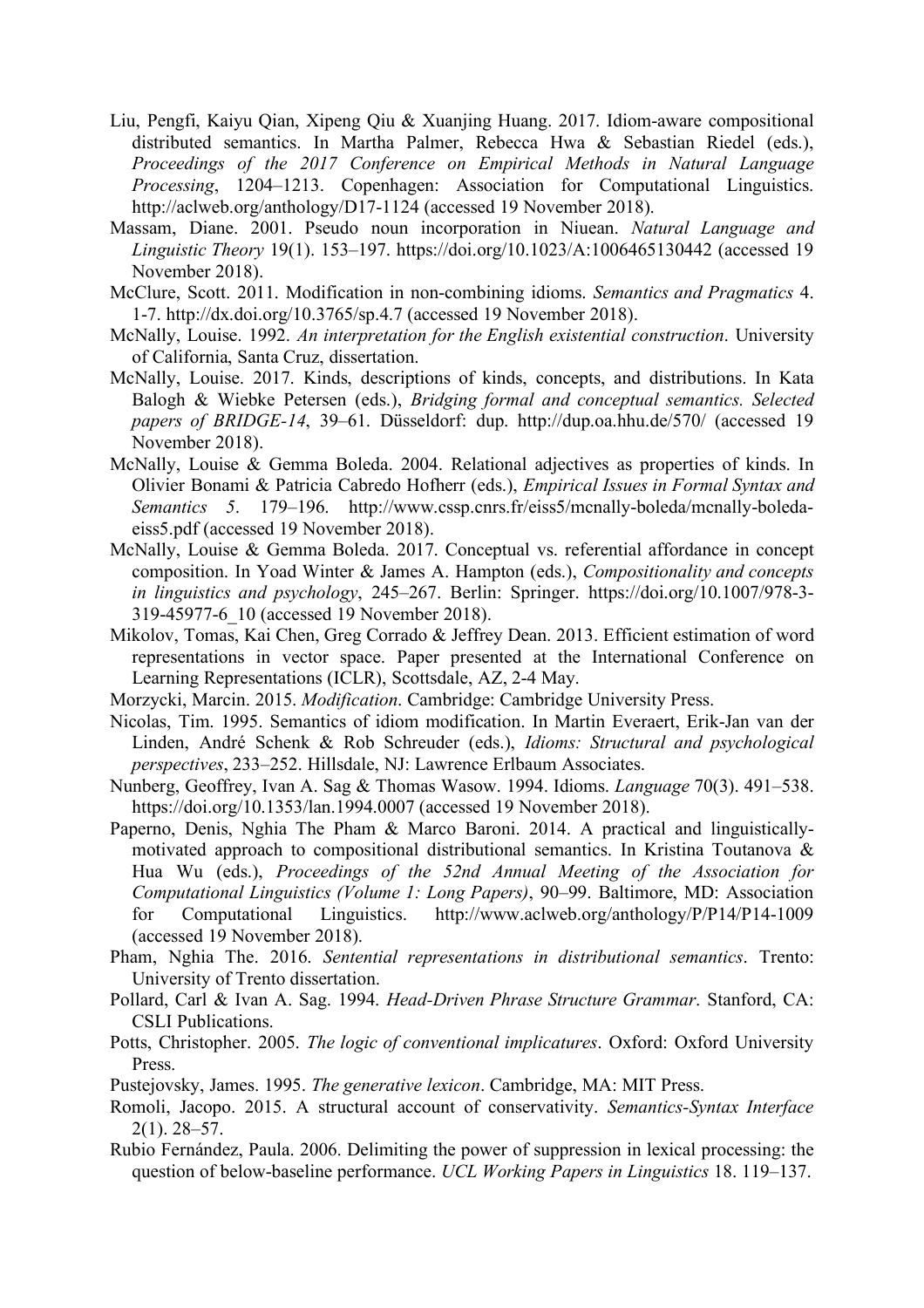Liu, Pengfi, Kaiyu Qian, Xipeng Qiu & Xuanjing Huang. 2017. Idiom-aware compositional distributed semantics. In Martha Palmer, Rebecca Hwa & Sebastian Riedel (eds.), *Proceedings of the 2017 Conference on Empirical Methods in Natural Language Processing*, 1204–1213. Copenhagen: Association for Computational Linguistics. http://aclweb.org/anthology/D17-1124 (accessed 19 November 2018).

Massam, Diane. 2001. Pseudo noun incorporation in Niuean. *Natural Language and Linguistic Theory* 19(1). 153–197. https://doi.org/10.1023/A:1006465130442 (accessed 19 November 2018).

McClure, Scott. 2011. Modification in non-combining idioms. *Semantics and Pragmatics* 4. 1-7. http://dx.doi.org/10.3765/sp.4.7 (accessed 19 November 2018).

McNally, Louise. 1992. *An interpretation for the English existential construction*. University of California, Santa Cruz, dissertation.

McNally, Louise. 2017. Kinds, descriptions of kinds, concepts, and distributions. In Kata Balogh & Wiebke Petersen (eds.), *Bridging formal and conceptual semantics. Selected papers of BRIDGE-14*, 39–61. Düsseldorf: dup. http://dup.oa.hhu.de/570/ (accessed 19 November 2018).

McNally, Louise & Gemma Boleda. 2004. Relational adjectives as properties of kinds. In Olivier Bonami & Patricia Cabredo Hofherr (eds.), *Empirical Issues in Formal Syntax and Semantics 5*. 179–196. http://www.cssp.cnrs.fr/eiss5/mcnally-boleda/mcnally-boleda-eiss5.pdf (accessed 19 November 2018).

McNally, Louise & Gemma Boleda. 2017. Conceptual vs. referential affordance in concept composition. In Yoad Winter & James A. Hampton (eds.), *Compositionality and concepts in linguistics and psychology*, 245–267. Berlin: Springer. https://doi.org/10.1007/978-3-319-45977-6_10 (accessed 19 November 2018).

Mikolov, Tomas, Kai Chen, Greg Corrado & Jeffrey Dean. 2013. Efficient estimation of word representations in vector space. Paper presented at the International Conference on Learning Representations (ICLR), Scottsdale, AZ, 2-4 May.

Morzycki, Marcin. 2015. *Modification*. Cambridge: Cambridge University Press.

Nicolas, Tim. 1995. Semantics of idiom modification. In Martin Everaert, Erik-Jan van der Linden, André Schenk & Rob Schreuder (eds.), *Idioms: Structural and psychological perspectives*, 233–252. Hillsdale, NJ: Lawrence Erlbaum Associates.

Nunberg, Geoffrey, Ivan A. Sag & Thomas Wasow. 1994. Idioms. *Language* 70(3). 491–538. https://doi.org/10.1353/lan.1994.0007 (accessed 19 November 2018).

Paperno, Denis, Nghia The Pham & Marco Baroni. 2014. A practical and linguistically-motivated approach to compositional distributional semantics. In Kristina Toutanova & Hua Wu (eds.), *Proceedings of the 52nd Annual Meeting of the Association for Computational Linguistics (Volume 1: Long Papers)*, 90–99. Baltimore, MD: Association for Computational Linguistics. http://www.aclweb.org/anthology/P/P14/P14-1009 (accessed 19 November 2018).

Pham, Nghia The. 2016. *Sentential representations in distributional semantics*. Trento: University of Trento dissertation.

Pollard, Carl & Ivan A. Sag. 1994. *Head-Driven Phrase Structure Grammar*. Stanford, CA: CSLI Publications.

Potts, Christopher. 2005. *The logic of conventional implicatures*. Oxford: Oxford University Press.

Pustejovsky, James. 1995. *The generative lexicon*. Cambridge, MA: MIT Press.

Romoli, Jacopo. 2015. A structural account of conservativity. *Semantics-Syntax Interface* 2(1). 28–57.

Rubio Fernández, Paula. 2006. Delimiting the power of suppression in lexical processing: the question of below-baseline performance. *UCL Working Papers in Linguistics* 18. 119–137.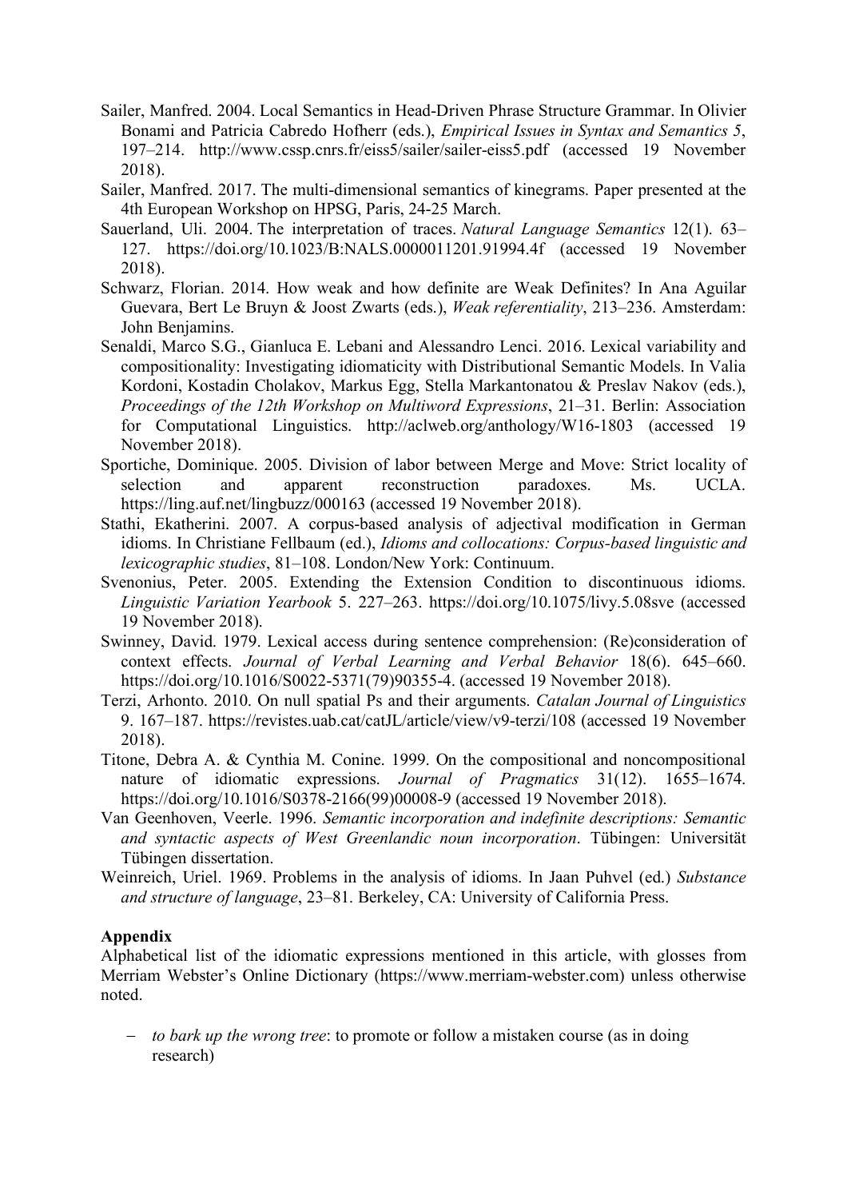Sailer, Manfred. 2004. Local Semantics in Head-Driven Phrase Structure Grammar. In Olivier Bonami and Patricia Cabredo Hofherr (eds.), *Empirical Issues in Syntax and Semantics 5*, 197–214. http://www.cssp.cnrs.fr/eiss5/sailer/sailer-eiss5.pdf (accessed 19 November 2018).

Sailer, Manfred. 2017. The multi-dimensional semantics of kinegrams. Paper presented at the 4th European Workshop on HPSG, Paris, 24-25 March.

Sauerland, Uli. 2004. The interpretation of traces. *Natural Language Semantics* 12(1). 63–127. https://doi.org/10.1023/B:NALS.0000011201.91994.4f (accessed 19 November 2018).

Schwarz, Florian. 2014. How weak and how definite are Weak Definites? In Ana Aguilar Guevara, Bert Le Bruyn & Joost Zwarts (eds.), *Weak referentiality*, 213–236. Amsterdam: John Benjamins.

Senaldi, Marco S.G., Gianluca E. Lebani and Alessandro Lenci. 2016. Lexical variability and compositionality: Investigating idiomaticity with Distributional Semantic Models. In Valia Kordoni, Kostadin Cholakov, Markus Egg, Stella Markantonatou & Preslav Nakov (eds.), *Proceedings of the 12th Workshop on Multiword Expressions*, 21–31. Berlin: Association for Computational Linguistics. http://aclweb.org/anthology/W16-1803 (accessed 19 November 2018).

Sportiche, Dominique. 2005. Division of labor between Merge and Move: Strict locality of selection and apparent reconstruction paradoxes. Ms. UCLA. https://ling.auf.net/lingbuzz/000163 (accessed 19 November 2018).

Stathi, Ekatherini. 2007. A corpus-based analysis of adjectival modification in German idioms. In Christiane Fellbaum (ed.), *Idioms and collocations: Corpus-based linguistic and lexicographic studies*, 81–108. London/New York: Continuum.

Svenonius, Peter. 2005. Extending the Extension Condition to discontinuous idioms. *Linguistic Variation Yearbook* 5. 227–263. https://doi.org/10.1075/livy.5.08sve (accessed 19 November 2018).

Swinney, David. 1979. Lexical access during sentence comprehension: (Re)consideration of context effects. *Journal of Verbal Learning and Verbal Behavior* 18(6). 645–660. https://doi.org/10.1016/S0022-5371(79)90355-4. (accessed 19 November 2018).

Terzi, Arhonto. 2010. On null spatial Ps and their arguments. *Catalan Journal of Linguistics* 9. 167–187. https://revistes.uab.cat/catJL/article/view/v9-terzi/108 (accessed 19 November 2018).

Titone, Debra A. & Cynthia M. Conine. 1999. On the compositional and noncompositional nature of idiomatic expressions. *Journal of Pragmatics* 31(12). 1655–1674. https://doi.org/10.1016/S0378-2166(99)00008-9 (accessed 19 November 2018).

Van Geenhoven, Veerle. 1996. *Semantic incorporation and indefinite descriptions: Semantic and syntactic aspects of West Greenlandic noun incorporation*. Tübingen: Universität Tübingen dissertation.

Weinreich, Uriel. 1969. Problems in the analysis of idioms. In Jaan Puhvel (ed.) *Substance and structure of language*, 23–81. Berkeley, CA: University of California Press.

**Appendix**

Alphabetical list of the idiomatic expressions mentioned in this article, with glosses from Merriam Webster's Online Dictionary (https://www.merriam-webster.com) unless otherwise noted.

- *to bark up the wrong tree*: to promote or follow a mistaken course (as in doing research)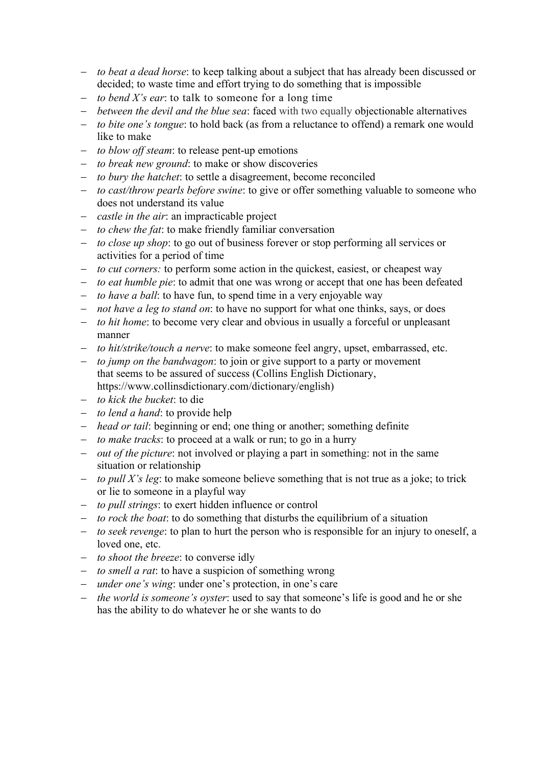- *to beat a dead horse*: to keep talking about a subject that has already been discussed or decided; to waste time and effort trying to do something that is impossible
- *to bend X's ear*: to talk to someone for a long time
- *between the devil and the blue sea*: faced with two equally objectionable alternatives
- *to bite one's tongue*: to hold back (as from a reluctance to offend) a remark one would like to make
- *to blow off steam*: to release pent-up emotions
- *to break new ground*: to make or show discoveries
- *to bury the hatchet*: to settle a disagreement, become reconciled
- *to cast/throw pearls before swine*: to give or offer something valuable to someone who does not understand its value
- *castle in the air*: an impracticable project
- *to chew the fat*: to make friendly familiar conversation
- *to close up shop*: to go out of business forever or stop performing all services or activities for a period of time
- *to cut corners:* to perform some action in the quickest, easiest, or cheapest way
- *to eat humble pie*: to admit that one was wrong or accept that one has been defeated
- *to have a ball*: to have fun, to spend time in a very enjoyable way
- *not have a leg to stand on*: to have no support for what one thinks, says, or does
- *to hit home*: to become very clear and obvious in usually a forceful or unpleasant manner
- *to hit/strike/touch a nerve*: to make someone feel angry, upset, embarrassed, etc.
- *to jump on the bandwagon*: to join or give support to a party or movement that seems to be assured of success (Collins English Dictionary, https://www.collinsdictionary.com/dictionary/english)
- *to kick the bucket*: to die
- *to lend a hand*: to provide help
- *head or tail*: beginning or end; one thing or another; something definite
- *to make tracks*: to proceed at a walk or run; to go in a hurry
- *out of the picture*: not involved or playing a part in something: not in the same situation or relationship
- *to pull X's leg*: to make someone believe something that is not true as a joke; to trick or lie to someone in a playful way
- *to pull strings*: to exert hidden influence or control
- *to rock the boat*: to do something that disturbs the equilibrium of a situation
- *to seek revenge*: to plan to hurt the person who is responsible for an injury to oneself, a loved one, etc.
- *to shoot the breeze*: to converse idly
- *to smell a rat*: to have a suspicion of something wrong
- *under one's wing*: under one's protection, in one's care
- *the world is someone's oyster*: used to say that someone's life is good and he or she has the ability to do whatever he or she wants to do